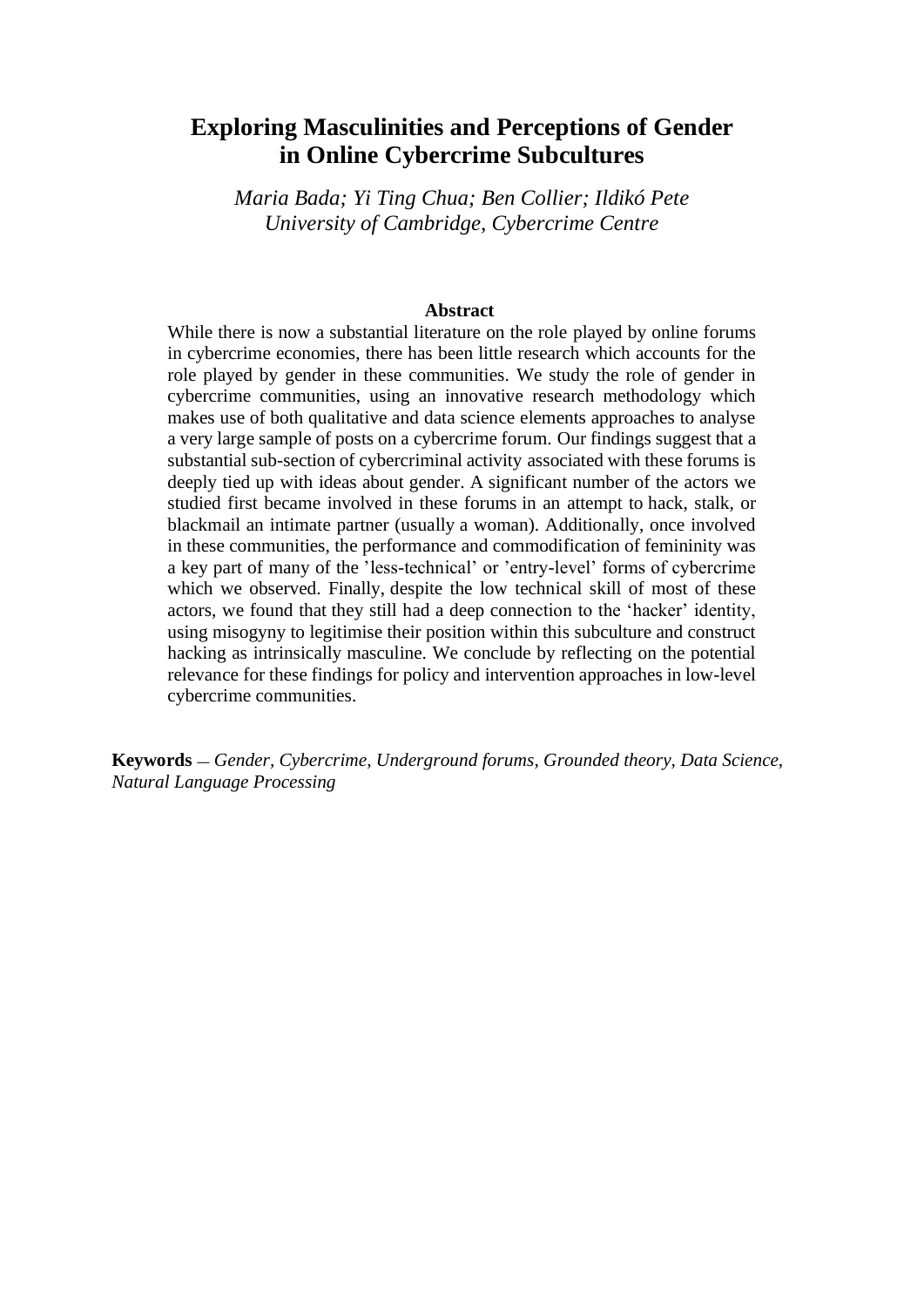# Exploring Masculinities and Perceptions of Gender in Online Cybercrime Subcultures

*Maria Bada; Yi Ting Chua; Ben Collier; Ildikó Pete*
*University of Cambridge, Cybercrime Centre*

**Abstract**

While there is now a substantial literature on the role played by online forums in cybercrime economies, there has been little research which accounts for the role played by gender in these communities. We study the role of gender in cybercrime communities, using an innovative research methodology which makes use of both qualitative and data science elements approaches to analyse a very large sample of posts on a cybercrime forum. Our findings suggest that a substantial sub-section of cybercriminal activity associated with these forums is deeply tied up with ideas about gender. A significant number of the actors we studied first became involved in these forums in an attempt to hack, stalk, or blackmail an intimate partner (usually a woman). Additionally, once involved in these communities, the performance and commodification of femininity was a key part of many of the 'less-technical' or 'entry-level' forms of cybercrime which we observed. Finally, despite the low technical skill of most of these actors, we found that they still had a deep connection to the 'hacker' identity, using misogyny to legitimise their position within this subculture and construct hacking as intrinsically masculine. We conclude by reflecting on the potential relevance for these findings for policy and intervention approaches in low-level cybercrime communities.

**Keywords** — *Gender, Cybercrime, Underground forums, Grounded theory, Data Science, Natural Language Processing*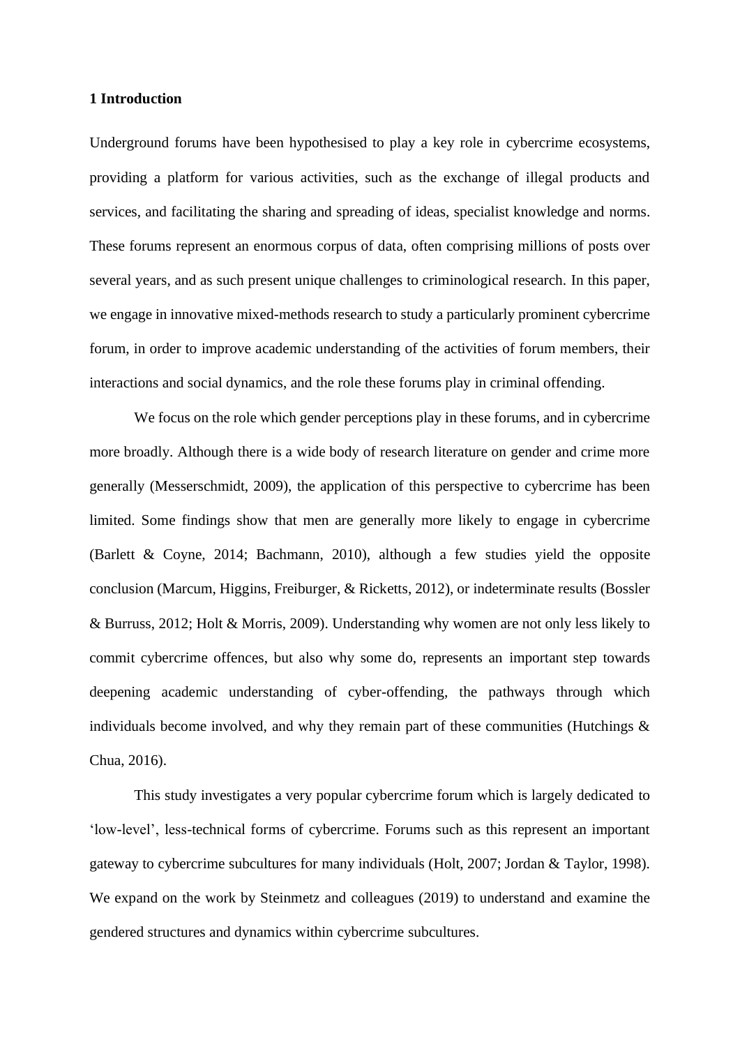## 1 Introduction

Underground forums have been hypothesised to play a key role in cybercrime ecosystems, providing a platform for various activities, such as the exchange of illegal products and services, and facilitating the sharing and spreading of ideas, specialist knowledge and norms. These forums represent an enormous corpus of data, often comprising millions of posts over several years, and as such present unique challenges to criminological research. In this paper, we engage in innovative mixed-methods research to study a particularly prominent cybercrime forum, in order to improve academic understanding of the activities of forum members, their interactions and social dynamics, and the role these forums play in criminal offending.

We focus on the role which gender perceptions play in these forums, and in cybercrime more broadly. Although there is a wide body of research literature on gender and crime more generally (Messerschmidt, 2009), the application of this perspective to cybercrime has been limited. Some findings show that men are generally more likely to engage in cybercrime (Barlett & Coyne, 2014; Bachmann, 2010), although a few studies yield the opposite conclusion (Marcum, Higgins, Freiburger, & Ricketts, 2012), or indeterminate results (Bossler & Burruss, 2012; Holt & Morris, 2009). Understanding why women are not only less likely to commit cybercrime offences, but also why some do, represents an important step towards deepening academic understanding of cyber-offending, the pathways through which individuals become involved, and why they remain part of these communities (Hutchings & Chua, 2016).

This study investigates a very popular cybercrime forum which is largely dedicated to 'low-level', less-technical forms of cybercrime. Forums such as this represent an important gateway to cybercrime subcultures for many individuals (Holt, 2007; Jordan & Taylor, 1998). We expand on the work by Steinmetz and colleagues (2019) to understand and examine the gendered structures and dynamics within cybercrime subcultures.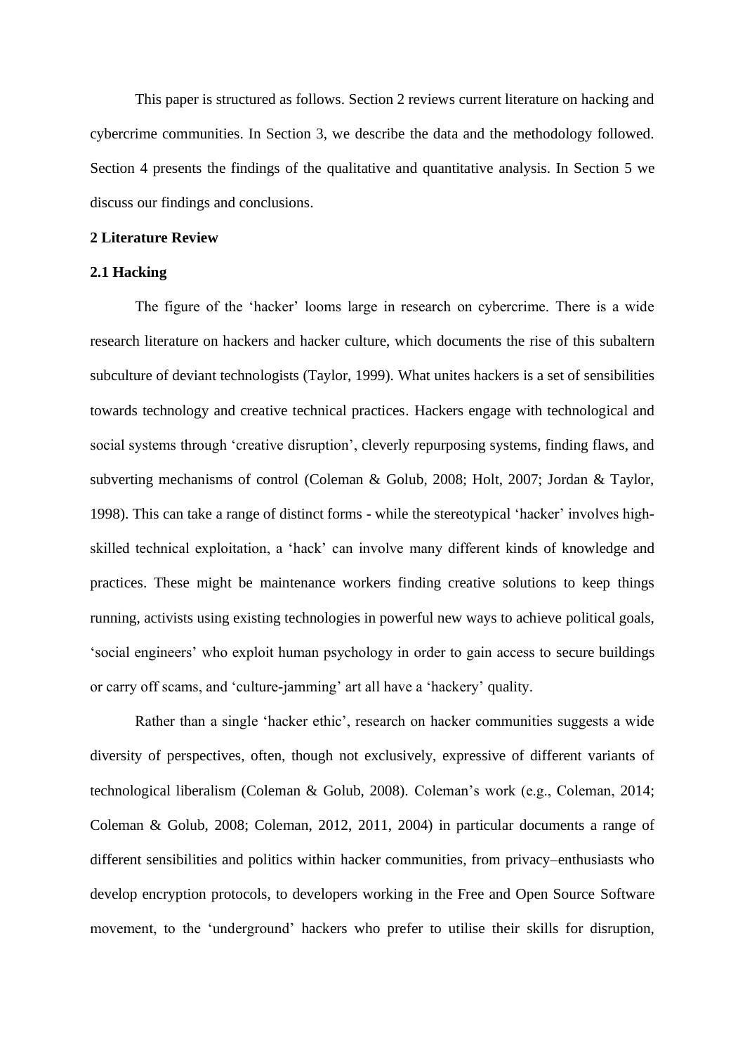This paper is structured as follows. Section 2 reviews current literature on hacking and cybercrime communities. In Section 3, we describe the data and the methodology followed. Section 4 presents the findings of the qualitative and quantitative analysis. In Section 5 we discuss our findings and conclusions.

## 2 Literature Review

### 2.1 Hacking

The figure of the 'hacker' looms large in research on cybercrime. There is a wide research literature on hackers and hacker culture, which documents the rise of this subaltern subculture of deviant technologists (Taylor, 1999). What unites hackers is a set of sensibilities towards technology and creative technical practices. Hackers engage with technological and social systems through 'creative disruption', cleverly repurposing systems, finding flaws, and subverting mechanisms of control (Coleman & Golub, 2008; Holt, 2007; Jordan & Taylor, 1998). This can take a range of distinct forms - while the stereotypical 'hacker' involves high-skilled technical exploitation, a 'hack' can involve many different kinds of knowledge and practices. These might be maintenance workers finding creative solutions to keep things running, activists using existing technologies in powerful new ways to achieve political goals, 'social engineers' who exploit human psychology in order to gain access to secure buildings or carry off scams, and 'culture-jamming' art all have a 'hackery' quality.

Rather than a single 'hacker ethic', research on hacker communities suggests a wide diversity of perspectives, often, though not exclusively, expressive of different variants of technological liberalism (Coleman & Golub, 2008). Coleman's work (e.g., Coleman, 2014; Coleman & Golub, 2008; Coleman, 2012, 2011, 2004) in particular documents a range of different sensibilities and politics within hacker communities, from privacy–enthusiasts who develop encryption protocols, to developers working in the Free and Open Source Software movement, to the 'underground' hackers who prefer to utilise their skills for disruption,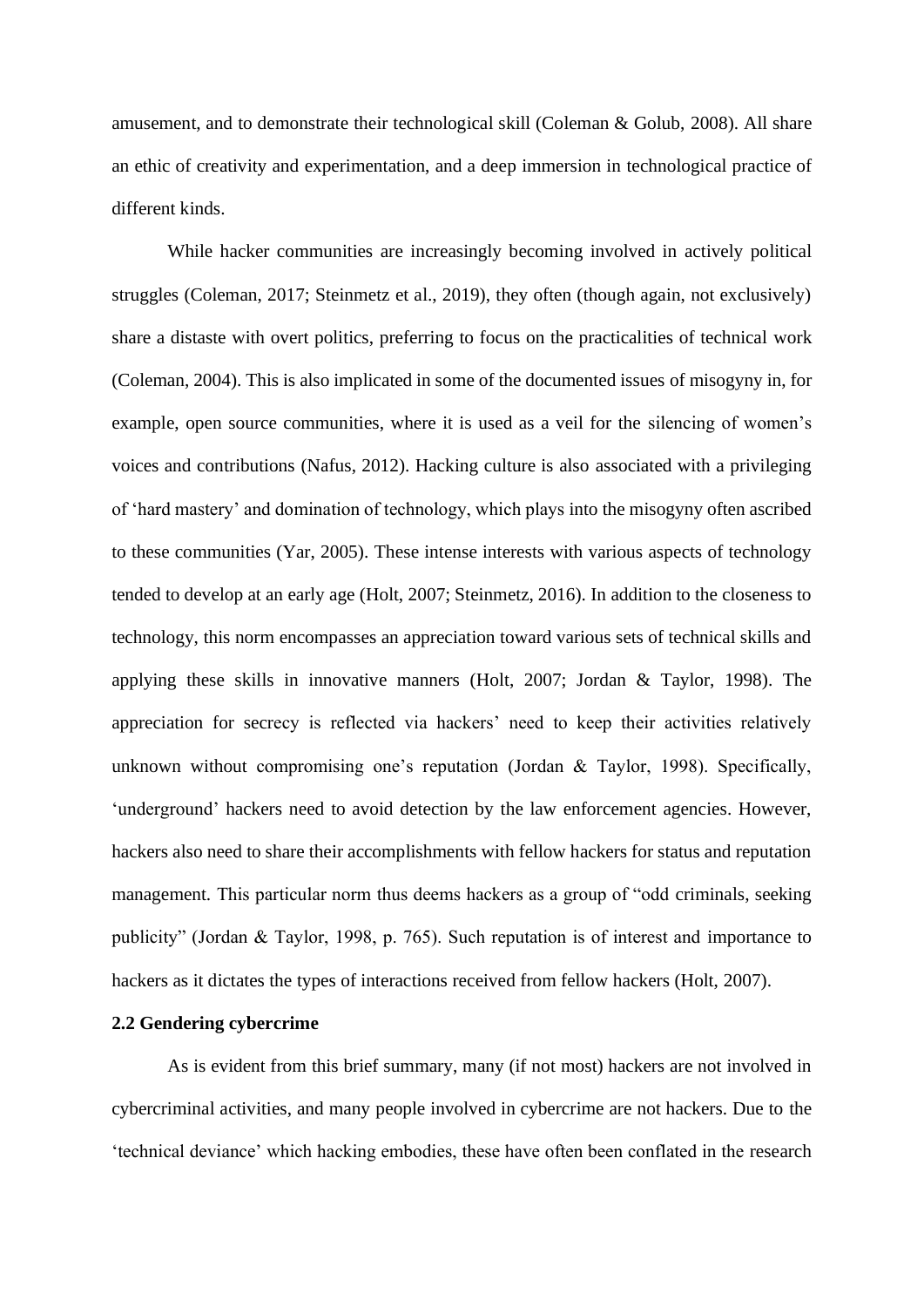amusement, and to demonstrate their technological skill (Coleman & Golub, 2008). All share an ethic of creativity and experimentation, and a deep immersion in technological practice of different kinds.

While hacker communities are increasingly becoming involved in actively political struggles (Coleman, 2017; Steinmetz et al., 2019), they often (though again, not exclusively) share a distaste with overt politics, preferring to focus on the practicalities of technical work (Coleman, 2004). This is also implicated in some of the documented issues of misogyny in, for example, open source communities, where it is used as a veil for the silencing of women's voices and contributions (Nafus, 2012). Hacking culture is also associated with a privileging of 'hard mastery' and domination of technology, which plays into the misogyny often ascribed to these communities (Yar, 2005). These intense interests with various aspects of technology tended to develop at an early age (Holt, 2007; Steinmetz, 2016). In addition to the closeness to technology, this norm encompasses an appreciation toward various sets of technical skills and applying these skills in innovative manners (Holt, 2007; Jordan & Taylor, 1998). The appreciation for secrecy is reflected via hackers' need to keep their activities relatively unknown without compromising one's reputation (Jordan & Taylor, 1998). Specifically, 'underground' hackers need to avoid detection by the law enforcement agencies. However, hackers also need to share their accomplishments with fellow hackers for status and reputation management. This particular norm thus deems hackers as a group of "odd criminals, seeking publicity" (Jordan & Taylor, 1998, p. 765). Such reputation is of interest and importance to hackers as it dictates the types of interactions received from fellow hackers (Holt, 2007).

### 2.2 Gendering cybercrime

As is evident from this brief summary, many (if not most) hackers are not involved in cybercriminal activities, and many people involved in cybercrime are not hackers. Due to the 'technical deviance' which hacking embodies, these have often been conflated in the research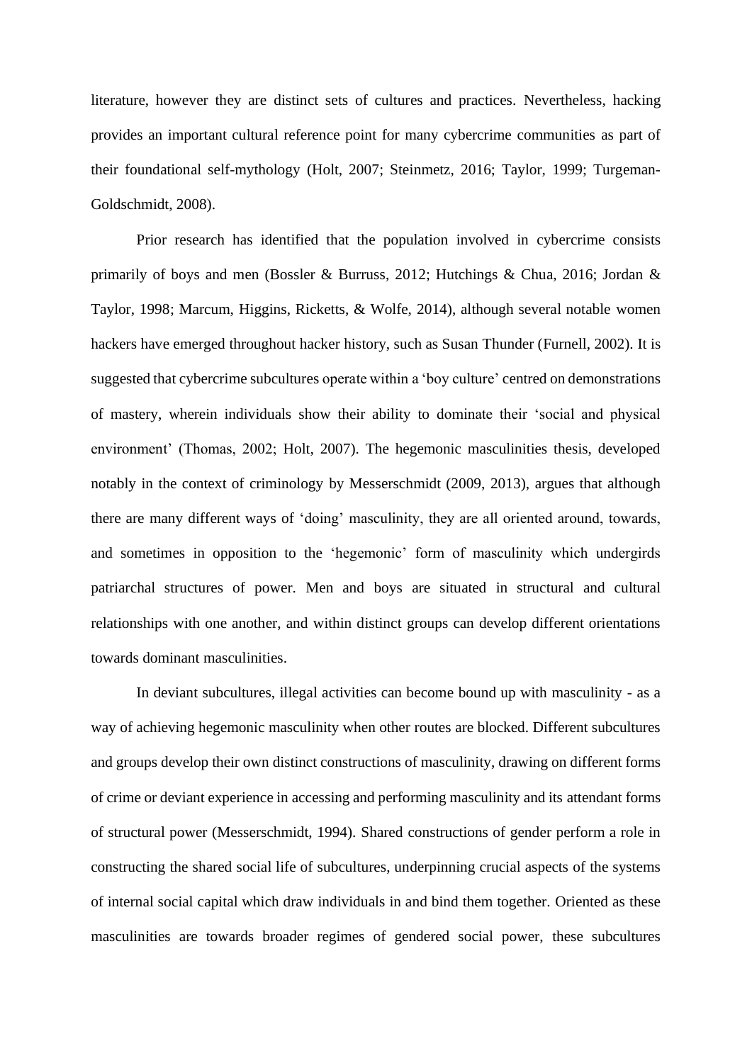literature, however they are distinct sets of cultures and practices. Nevertheless, hacking provides an important cultural reference point for many cybercrime communities as part of their foundational self-mythology (Holt, 2007; Steinmetz, 2016; Taylor, 1999; Turgeman-Goldschmidt, 2008).

Prior research has identified that the population involved in cybercrime consists primarily of boys and men (Bossler & Burruss, 2012; Hutchings & Chua, 2016; Jordan & Taylor, 1998; Marcum, Higgins, Ricketts, & Wolfe, 2014), although several notable women hackers have emerged throughout hacker history, such as Susan Thunder (Furnell, 2002). It is suggested that cybercrime subcultures operate within a 'boy culture' centred on demonstrations of mastery, wherein individuals show their ability to dominate their 'social and physical environment' (Thomas, 2002; Holt, 2007). The hegemonic masculinities thesis, developed notably in the context of criminology by Messerschmidt (2009, 2013), argues that although there are many different ways of 'doing' masculinity, they are all oriented around, towards, and sometimes in opposition to the 'hegemonic' form of masculinity which undergirds patriarchal structures of power. Men and boys are situated in structural and cultural relationships with one another, and within distinct groups can develop different orientations towards dominant masculinities.

In deviant subcultures, illegal activities can become bound up with masculinity - as a way of achieving hegemonic masculinity when other routes are blocked. Different subcultures and groups develop their own distinct constructions of masculinity, drawing on different forms of crime or deviant experience in accessing and performing masculinity and its attendant forms of structural power (Messerschmidt, 1994). Shared constructions of gender perform a role in constructing the shared social life of subcultures, underpinning crucial aspects of the systems of internal social capital which draw individuals in and bind them together. Oriented as these masculinities are towards broader regimes of gendered social power, these subcultures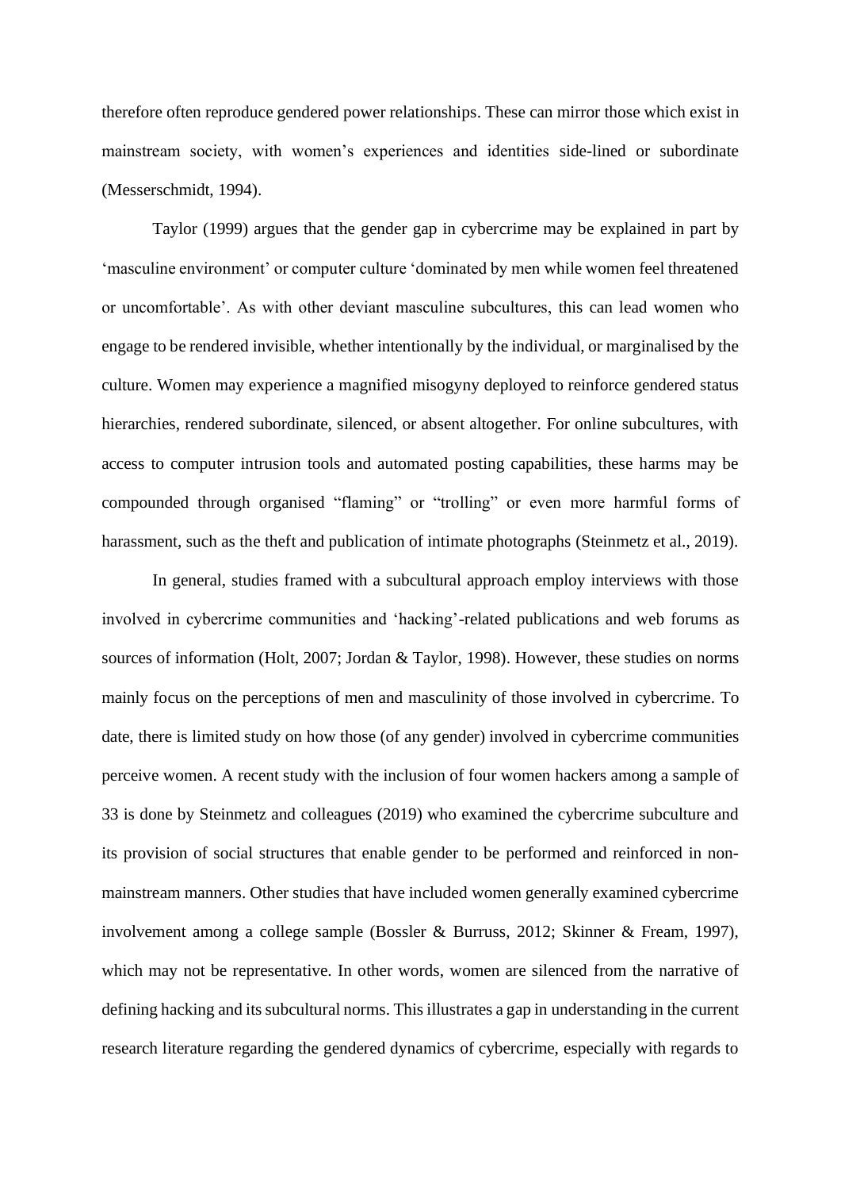therefore often reproduce gendered power relationships. These can mirror those which exist in mainstream society, with women's experiences and identities side-lined or subordinate (Messerschmidt, 1994).

Taylor (1999) argues that the gender gap in cybercrime may be explained in part by 'masculine environment' or computer culture 'dominated by men while women feel threatened or uncomfortable'. As with other deviant masculine subcultures, this can lead women who engage to be rendered invisible, whether intentionally by the individual, or marginalised by the culture. Women may experience a magnified misogyny deployed to reinforce gendered status hierarchies, rendered subordinate, silenced, or absent altogether. For online subcultures, with access to computer intrusion tools and automated posting capabilities, these harms may be compounded through organised "flaming" or "trolling" or even more harmful forms of harassment, such as the theft and publication of intimate photographs (Steinmetz et al., 2019).

In general, studies framed with a subcultural approach employ interviews with those involved in cybercrime communities and 'hacking'-related publications and web forums as sources of information (Holt, 2007; Jordan & Taylor, 1998). However, these studies on norms mainly focus on the perceptions of men and masculinity of those involved in cybercrime. To date, there is limited study on how those (of any gender) involved in cybercrime communities perceive women. A recent study with the inclusion of four women hackers among a sample of 33 is done by Steinmetz and colleagues (2019) who examined the cybercrime subculture and its provision of social structures that enable gender to be performed and reinforced in non-mainstream manners. Other studies that have included women generally examined cybercrime involvement among a college sample (Bossler & Burruss, 2012; Skinner & Fream, 1997), which may not be representative. In other words, women are silenced from the narrative of defining hacking and its subcultural norms. This illustrates a gap in understanding in the current research literature regarding the gendered dynamics of cybercrime, especially with regards to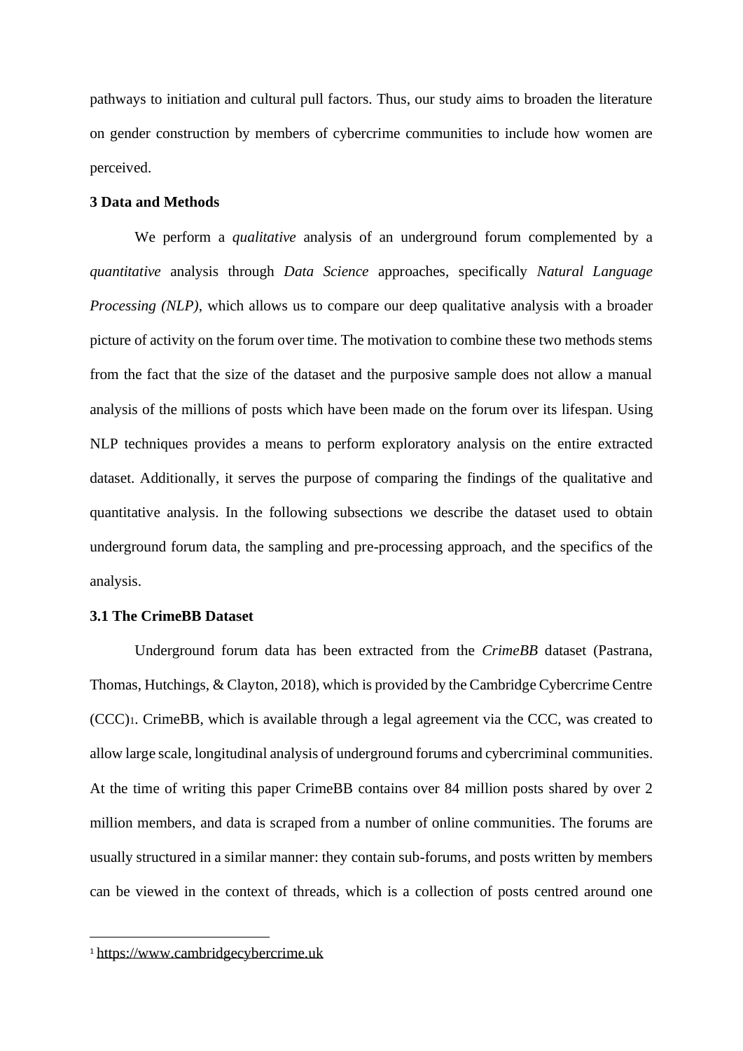pathways to initiation and cultural pull factors. Thus, our study aims to broaden the literature on gender construction by members of cybercrime communities to include how women are perceived.

## 3 Data and Methods

We perform a *qualitative* analysis of an underground forum complemented by a *quantitative* analysis through *Data Science* approaches, specifically *Natural Language Processing (NLP)*, which allows us to compare our deep qualitative analysis with a broader picture of activity on the forum over time. The motivation to combine these two methods stems from the fact that the size of the dataset and the purposive sample does not allow a manual analysis of the millions of posts which have been made on the forum over its lifespan. Using NLP techniques provides a means to perform exploratory analysis on the entire extracted dataset. Additionally, it serves the purpose of comparing the findings of the qualitative and quantitative analysis. In the following subsections we describe the dataset used to obtain underground forum data, the sampling and pre-processing approach, and the specifics of the analysis.

### 3.1 The CrimeBB Dataset

Underground forum data has been extracted from the *CrimeBB* dataset (Pastrana, Thomas, Hutchings, & Clayton, 2018), which is provided by the Cambridge Cybercrime Centre (CCC)[1]. CrimeBB, which is available through a legal agreement via the CCC, was created to allow large scale, longitudinal analysis of underground forums and cybercriminal communities. At the time of writing this paper CrimeBB contains over 84 million posts shared by over 2 million members, and data is scraped from a number of online communities. The forums are usually structured in a similar manner: they contain sub-forums, and posts written by members can be viewed in the context of threads, which is a collection of posts centred around one

[1] https://www.cambridgecybercrime.uk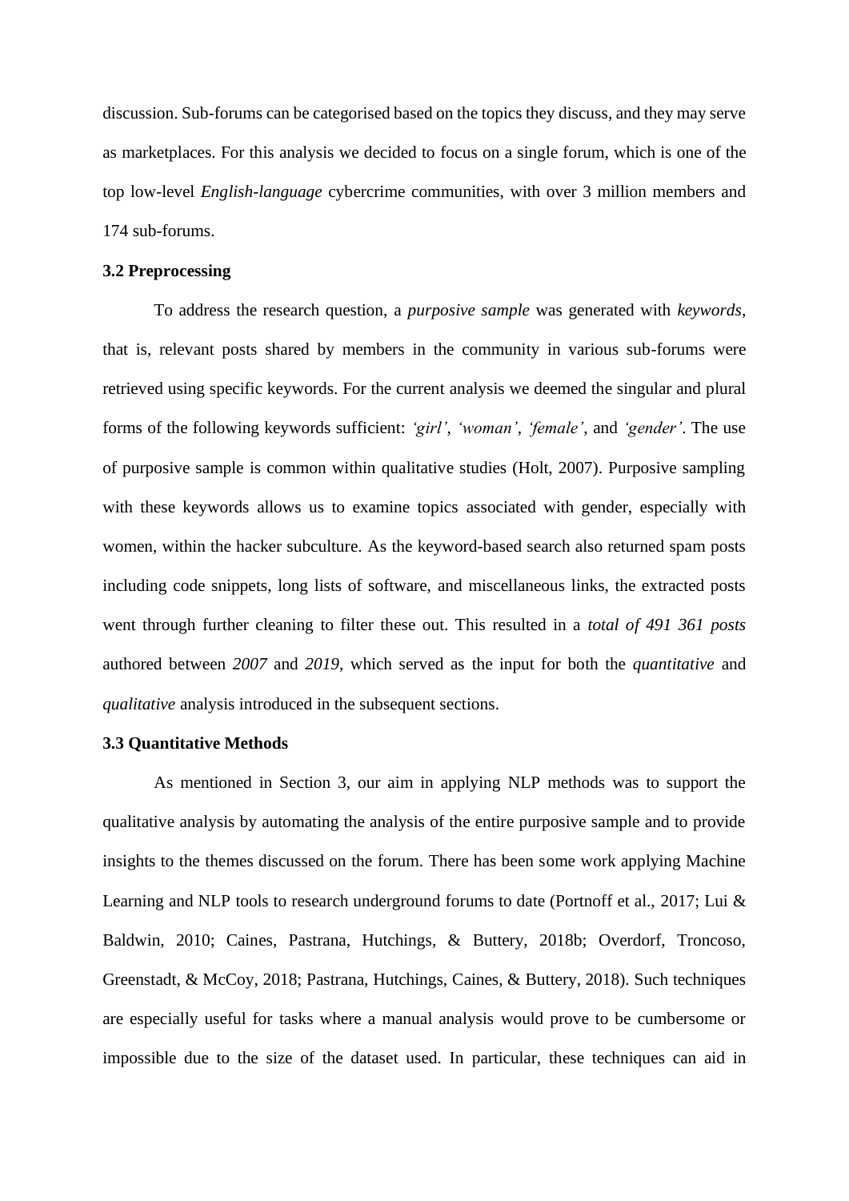discussion. Sub-forums can be categorised based on the topics they discuss, and they may serve as marketplaces. For this analysis we decided to focus on a single forum, which is one of the top low-level *English-language* cybercrime communities, with over 3 million members and 174 sub-forums.

### 3.2 Preprocessing

To address the research question, a *purposive sample* was generated with *keywords*, that is, relevant posts shared by members in the community in various sub-forums were retrieved using specific keywords. For the current analysis we deemed the singular and plural forms of the following keywords sufficient: *'girl'*, *'woman'*, *'female'*, and *'gender'*. The use of purposive sample is common within qualitative studies (Holt, 2007). Purposive sampling with these keywords allows us to examine topics associated with gender, especially with women, within the hacker subculture. As the keyword-based search also returned spam posts including code snippets, long lists of software, and miscellaneous links, the extracted posts went through further cleaning to filter these out. This resulted in a *total of 491 361 posts* authored between *2007* and *2019*, which served as the input for both the *quantitative* and *qualitative* analysis introduced in the subsequent sections.

### 3.3 Quantitative Methods

As mentioned in Section 3, our aim in applying NLP methods was to support the qualitative analysis by automating the analysis of the entire purposive sample and to provide insights to the themes discussed on the forum. There has been some work applying Machine Learning and NLP tools to research underground forums to date (Portnoff et al., 2017; Lui & Baldwin, 2010; Caines, Pastrana, Hutchings, & Buttery, 2018b; Overdorf, Troncoso, Greenstadt, & McCoy, 2018; Pastrana, Hutchings, Caines, & Buttery, 2018). Such techniques are especially useful for tasks where a manual analysis would prove to be cumbersome or impossible due to the size of the dataset used. In particular, these techniques can aid in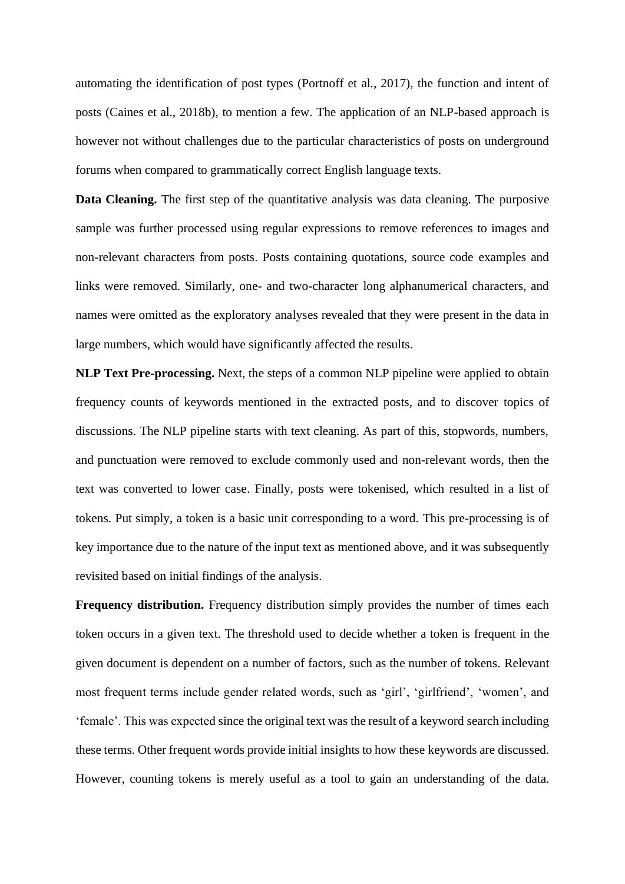automating the identification of post types (Portnoff et al., 2017), the function and intent of posts (Caines et al., 2018b), to mention a few. The application of an NLP-based approach is however not without challenges due to the particular characteristics of posts on underground forums when compared to grammatically correct English language texts.

**Data Cleaning.** The first step of the quantitative analysis was data cleaning. The purposive sample was further processed using regular expressions to remove references to images and non-relevant characters from posts. Posts containing quotations, source code examples and links were removed. Similarly, one- and two-character long alphanumerical characters, and names were omitted as the exploratory analyses revealed that they were present in the data in large numbers, which would have significantly affected the results.

**NLP Text Pre-processing.** Next, the steps of a common NLP pipeline were applied to obtain frequency counts of keywords mentioned in the extracted posts, and to discover topics of discussions. The NLP pipeline starts with text cleaning. As part of this, stopwords, numbers, and punctuation were removed to exclude commonly used and non-relevant words, then the text was converted to lower case. Finally, posts were tokenised, which resulted in a list of tokens. Put simply, a token is a basic unit corresponding to a word. This pre-processing is of key importance due to the nature of the input text as mentioned above, and it was subsequently revisited based on initial findings of the analysis.

**Frequency distribution.** Frequency distribution simply provides the number of times each token occurs in a given text. The threshold used to decide whether a token is frequent in the given document is dependent on a number of factors, such as the number of tokens. Relevant most frequent terms include gender related words, such as 'girl', 'girlfriend', 'women', and 'female'. This was expected since the original text was the result of a keyword search including these terms. Other frequent words provide initial insights to how these keywords are discussed. However, counting tokens is merely useful as a tool to gain an understanding of the data.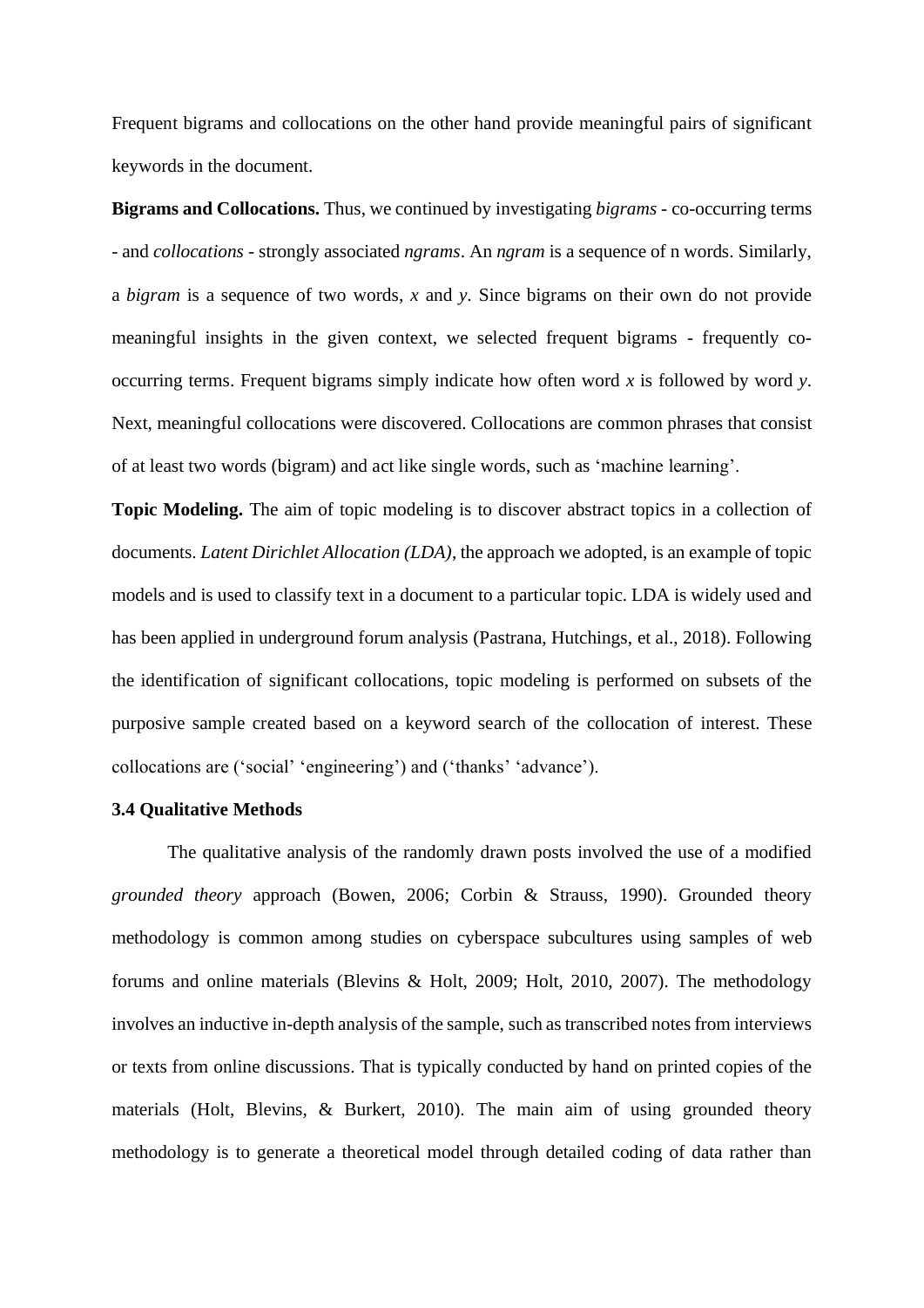Frequent bigrams and collocations on the other hand provide meaningful pairs of significant keywords in the document.

**Bigrams and Collocations.** Thus, we continued by investigating *bigrams* - co-occurring terms - and *collocations* - strongly associated *ngrams*. An *ngram* is a sequence of n words. Similarly, a *bigram* is a sequence of two words, *x* and *y*. Since bigrams on their own do not provide meaningful insights in the given context, we selected frequent bigrams - frequently co-occurring terms. Frequent bigrams simply indicate how often word *x* is followed by word *y*. Next, meaningful collocations were discovered. Collocations are common phrases that consist of at least two words (bigram) and act like single words, such as 'machine learning'.

**Topic Modeling.** The aim of topic modeling is to discover abstract topics in a collection of documents. *Latent Dirichlet Allocation (LDA)*, the approach we adopted, is an example of topic models and is used to classify text in a document to a particular topic. LDA is widely used and has been applied in underground forum analysis (Pastrana, Hutchings, et al., 2018). Following the identification of significant collocations, topic modeling is performed on subsets of the purposive sample created based on a keyword search of the collocation of interest. These collocations are ('social' 'engineering') and ('thanks' 'advance').

### 3.4 Qualitative Methods

The qualitative analysis of the randomly drawn posts involved the use of a modified *grounded theory* approach (Bowen, 2006; Corbin & Strauss, 1990). Grounded theory methodology is common among studies on cyberspace subcultures using samples of web forums and online materials (Blevins & Holt, 2009; Holt, 2010, 2007). The methodology involves an inductive in-depth analysis of the sample, such as transcribed notes from interviews or texts from online discussions. That is typically conducted by hand on printed copies of the materials (Holt, Blevins, & Burkert, 2010). The main aim of using grounded theory methodology is to generate a theoretical model through detailed coding of data rather than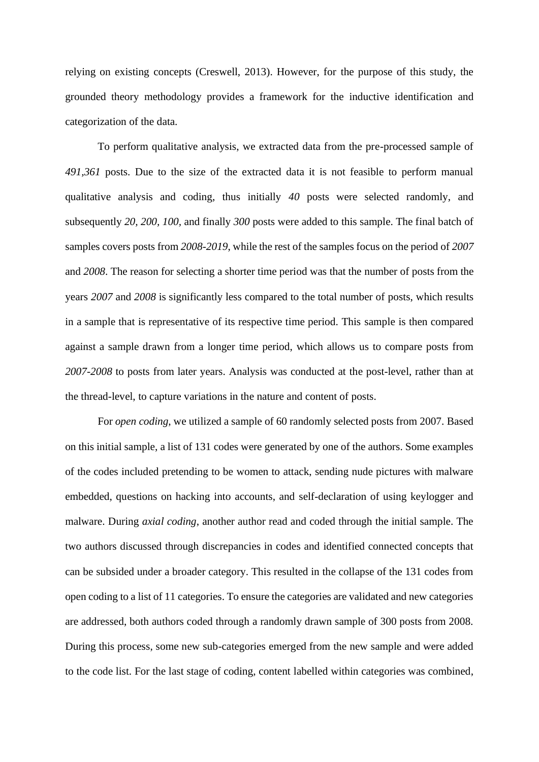relying on existing concepts (Creswell, 2013). However, for the purpose of this study, the grounded theory methodology provides a framework for the inductive identification and categorization of the data.

To perform qualitative analysis, we extracted data from the pre-processed sample of *491,361* posts. Due to the size of the extracted data it is not feasible to perform manual qualitative analysis and coding, thus initially *40* posts were selected randomly, and subsequently *20, 200, 100,* and finally *300* posts were added to this sample. The final batch of samples covers posts from *2008-2019*, while the rest of the samples focus on the period of *2007* and *2008*. The reason for selecting a shorter time period was that the number of posts from the years *2007* and *2008* is significantly less compared to the total number of posts, which results in a sample that is representative of its respective time period. This sample is then compared against a sample drawn from a longer time period, which allows us to compare posts from *2007-2008* to posts from later years. Analysis was conducted at the post-level, rather than at the thread-level, to capture variations in the nature and content of posts.

For *open coding*, we utilized a sample of 60 randomly selected posts from 2007. Based on this initial sample, a list of 131 codes were generated by one of the authors. Some examples of the codes included pretending to be women to attack, sending nude pictures with malware embedded, questions on hacking into accounts, and self-declaration of using keylogger and malware. During *axial coding*, another author read and coded through the initial sample. The two authors discussed through discrepancies in codes and identified connected concepts that can be subsided under a broader category. This resulted in the collapse of the 131 codes from open coding to a list of 11 categories. To ensure the categories are validated and new categories are addressed, both authors coded through a randomly drawn sample of 300 posts from 2008. During this process, some new sub-categories emerged from the new sample and were added to the code list. For the last stage of coding, content labelled within categories was combined,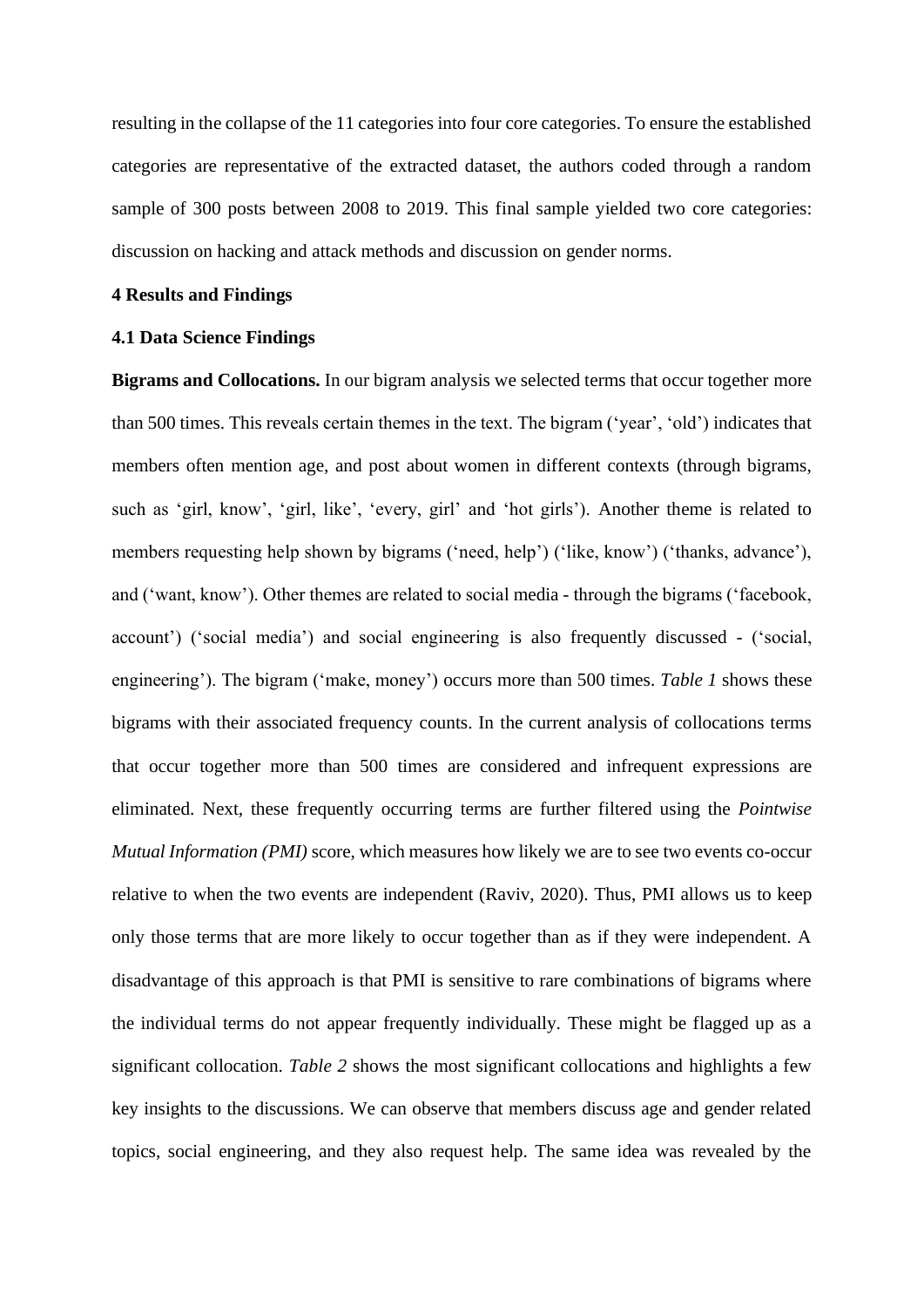resulting in the collapse of the 11 categories into four core categories. To ensure the established categories are representative of the extracted dataset, the authors coded through a random sample of 300 posts between 2008 to 2019. This final sample yielded two core categories: discussion on hacking and attack methods and discussion on gender norms.

## 4 Results and Findings

### 4.1 Data Science Findings

**Bigrams and Collocations.** In our bigram analysis we selected terms that occur together more than 500 times. This reveals certain themes in the text. The bigram ('year', 'old') indicates that members often mention age, and post about women in different contexts (through bigrams, such as 'girl, know', 'girl, like', 'every, girl' and 'hot girls'). Another theme is related to members requesting help shown by bigrams ('need, help') ('like, know') ('thanks, advance'), and ('want, know'). Other themes are related to social media - through the bigrams ('facebook, account') ('social media') and social engineering is also frequently discussed - ('social, engineering'). The bigram ('make, money') occurs more than 500 times. *Table 1* shows these bigrams with their associated frequency counts. In the current analysis of collocations terms that occur together more than 500 times are considered and infrequent expressions are eliminated. Next, these frequently occurring terms are further filtered using the *Pointwise Mutual Information (PMI)* score, which measures how likely we are to see two events co-occur relative to when the two events are independent (Raviv, 2020). Thus, PMI allows us to keep only those terms that are more likely to occur together than as if they were independent. A disadvantage of this approach is that PMI is sensitive to rare combinations of bigrams where the individual terms do not appear frequently individually. These might be flagged up as a significant collocation. *Table 2* shows the most significant collocations and highlights a few key insights to the discussions. We can observe that members discuss age and gender related topics, social engineering, and they also request help. The same idea was revealed by the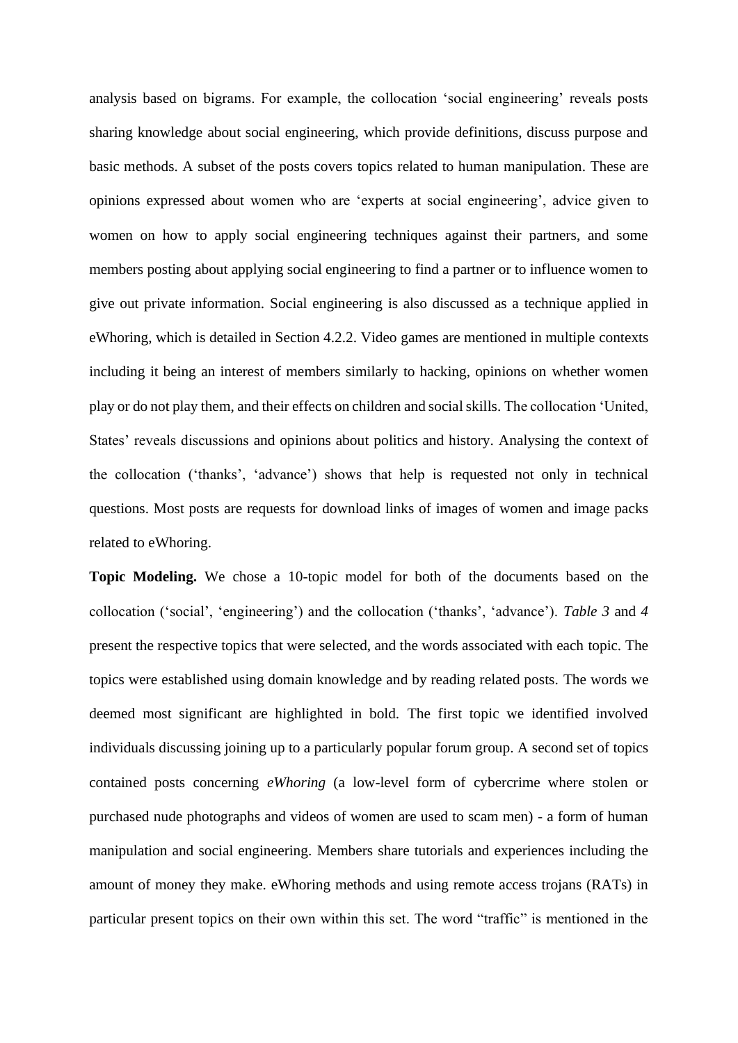analysis based on bigrams. For example, the collocation 'social engineering' reveals posts sharing knowledge about social engineering, which provide definitions, discuss purpose and basic methods. A subset of the posts covers topics related to human manipulation. These are opinions expressed about women who are 'experts at social engineering', advice given to women on how to apply social engineering techniques against their partners, and some members posting about applying social engineering to find a partner or to influence women to give out private information. Social engineering is also discussed as a technique applied in eWhoring, which is detailed in Section 4.2.2. Video games are mentioned in multiple contexts including it being an interest of members similarly to hacking, opinions on whether women play or do not play them, and their effects on children and social skills. The collocation 'United, States' reveals discussions and opinions about politics and history. Analysing the context of the collocation ('thanks', 'advance') shows that help is requested not only in technical questions. Most posts are requests for download links of images of women and image packs related to eWhoring.

**Topic Modeling.** We chose a 10-topic model for both of the documents based on the collocation ('social', 'engineering') and the collocation ('thanks', 'advance'). *Table 3* and *4* present the respective topics that were selected, and the words associated with each topic. The topics were established using domain knowledge and by reading related posts. The words we deemed most significant are highlighted in bold. The first topic we identified involved individuals discussing joining up to a particularly popular forum group. A second set of topics contained posts concerning *eWhoring* (a low-level form of cybercrime where stolen or purchased nude photographs and videos of women are used to scam men) - a form of human manipulation and social engineering. Members share tutorials and experiences including the amount of money they make. eWhoring methods and using remote access trojans (RATs) in particular present topics on their own within this set. The word "traffic" is mentioned in the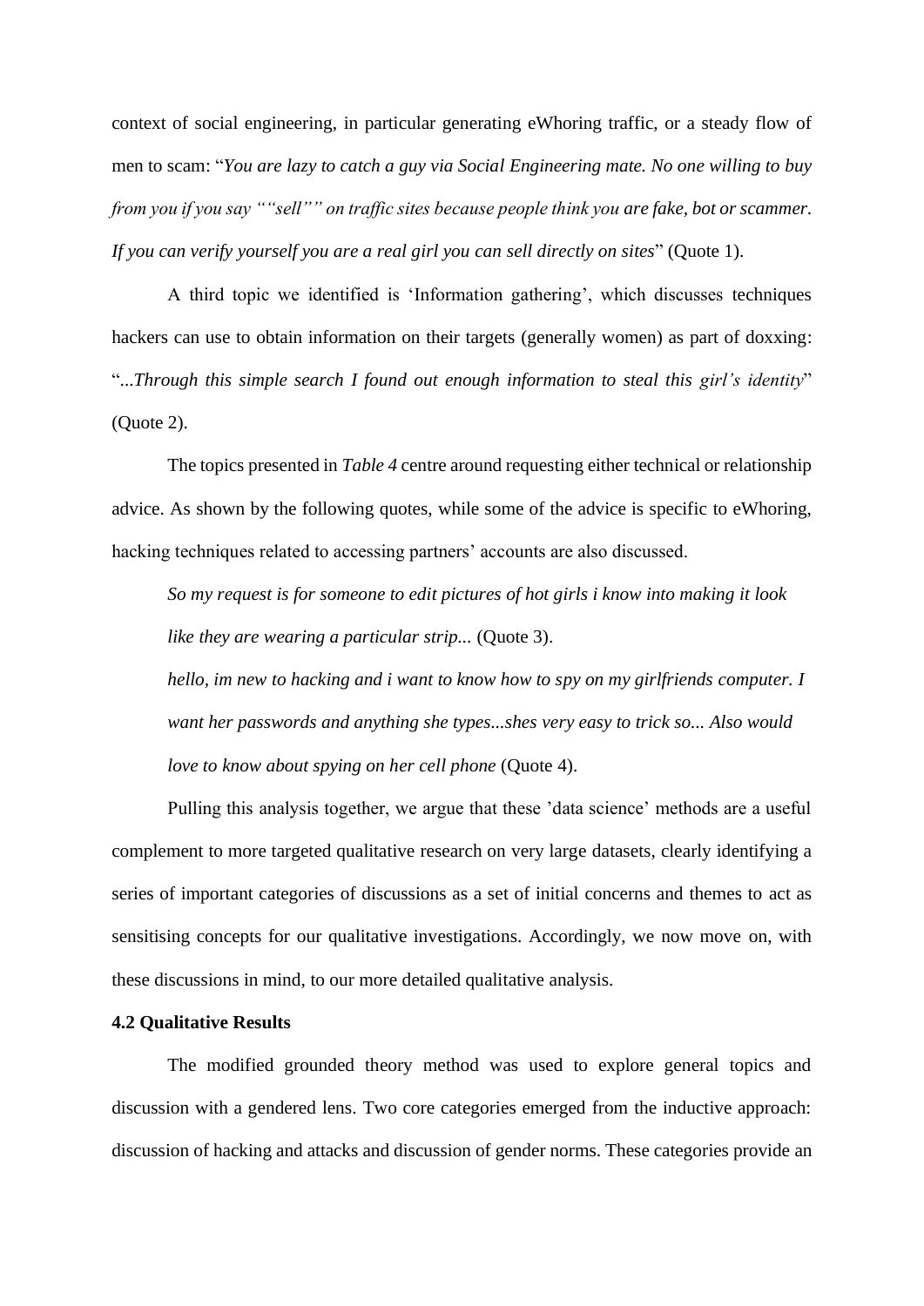context of social engineering, in particular generating eWhoring traffic, or a steady flow of men to scam: "*You are lazy to catch a guy via Social Engineering mate. No one willing to buy from you if you say ""sell"" on traffic sites because people think you are fake, bot or scammer. If you can verify yourself you are a real girl you can sell directly on sites*" (Quote 1).

A third topic we identified is 'Information gathering', which discusses techniques hackers can use to obtain information on their targets (generally women) as part of doxxing: "*...Through this simple search I found out enough information to steal this girl's identity*" (Quote 2).

The topics presented in *Table 4* centre around requesting either technical or relationship advice. As shown by the following quotes, while some of the advice is specific to eWhoring, hacking techniques related to accessing partners' accounts are also discussed.

> *So my request is for someone to edit pictures of hot girls i know into making it look like they are wearing a particular strip...* (Quote 3).
>
> *hello, im new to hacking and i want to know how to spy on my girlfriends computer. I want her passwords and anything she types...shes very easy to trick so... Also would love to know about spying on her cell phone* (Quote 4).

Pulling this analysis together, we argue that these 'data science' methods are a useful complement to more targeted qualitative research on very large datasets, clearly identifying a series of important categories of discussions as a set of initial concerns and themes to act as sensitising concepts for our qualitative investigations. Accordingly, we now move on, with these discussions in mind, to our more detailed qualitative analysis.

### 4.2 Qualitative Results

The modified grounded theory method was used to explore general topics and discussion with a gendered lens. Two core categories emerged from the inductive approach: discussion of hacking and attacks and discussion of gender norms. These categories provide an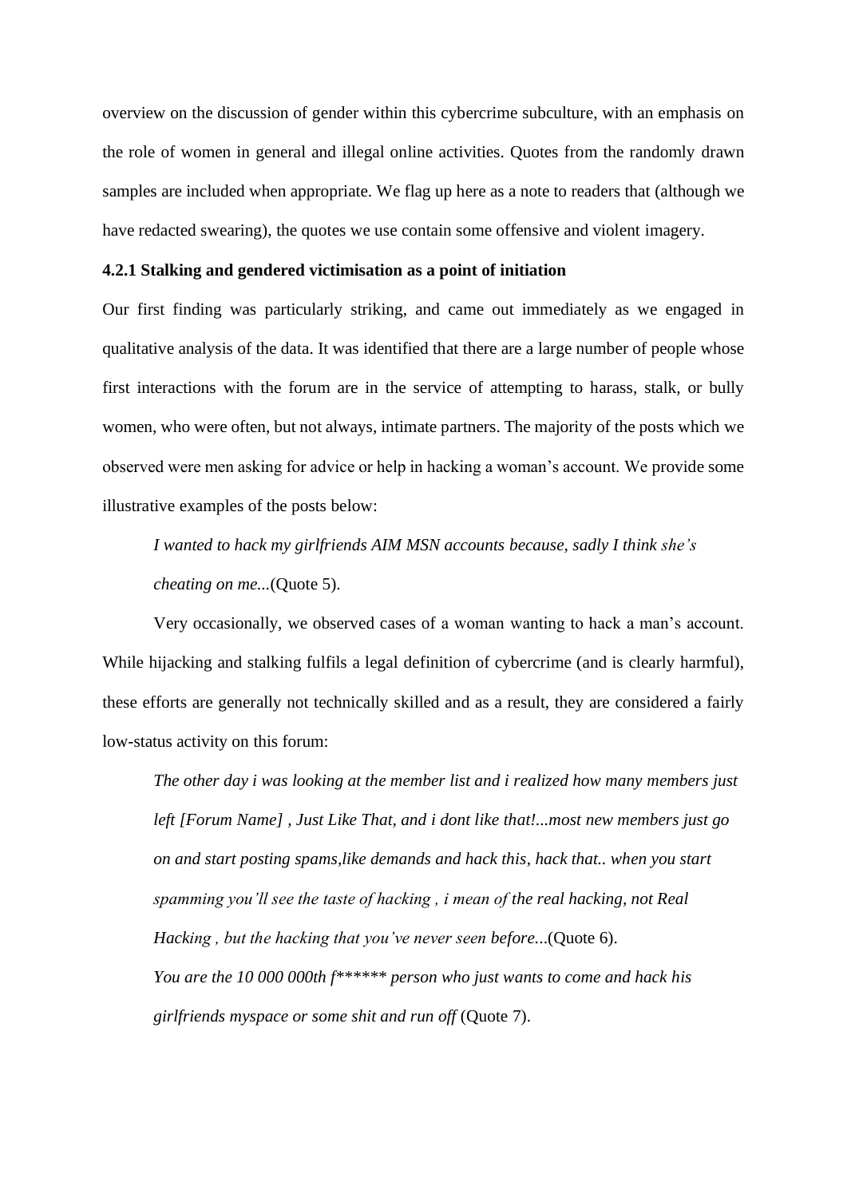overview on the discussion of gender within this cybercrime subculture, with an emphasis on the role of women in general and illegal online activities. Quotes from the randomly drawn samples are included when appropriate. We flag up here as a note to readers that (although we have redacted swearing), the quotes we use contain some offensive and violent imagery.

### 4.2.1 Stalking and gendered victimisation as a point of initiation

Our first finding was particularly striking, and came out immediately as we engaged in qualitative analysis of the data. It was identified that there are a large number of people whose first interactions with the forum are in the service of attempting to harass, stalk, or bully women, who were often, but not always, intimate partners. The majority of the posts which we observed were men asking for advice or help in hacking a woman's account. We provide some illustrative examples of the posts below:

> *I wanted to hack my girlfriends AIM MSN accounts because, sadly I think she's cheating on me...*(Quote 5).

Very occasionally, we observed cases of a woman wanting to hack a man's account. While hijacking and stalking fulfils a legal definition of cybercrime (and is clearly harmful), these efforts are generally not technically skilled and as a result, they are considered a fairly low-status activity on this forum:

> *The other day i was looking at the member list and i realized how many members just left [Forum Name] , Just Like That, and i dont like that!...most new members just go on and start posting spams,like demands and hack this, hack that.. when you start spamming you'll see the taste of hacking , i mean of the real hacking, not Real Hacking , but the hacking that you've never seen before...*(Quote 6).
>
> *You are the 10 000 000th f****** person who just wants to come and hack his girlfriends myspace or some shit and run off* (Quote 7).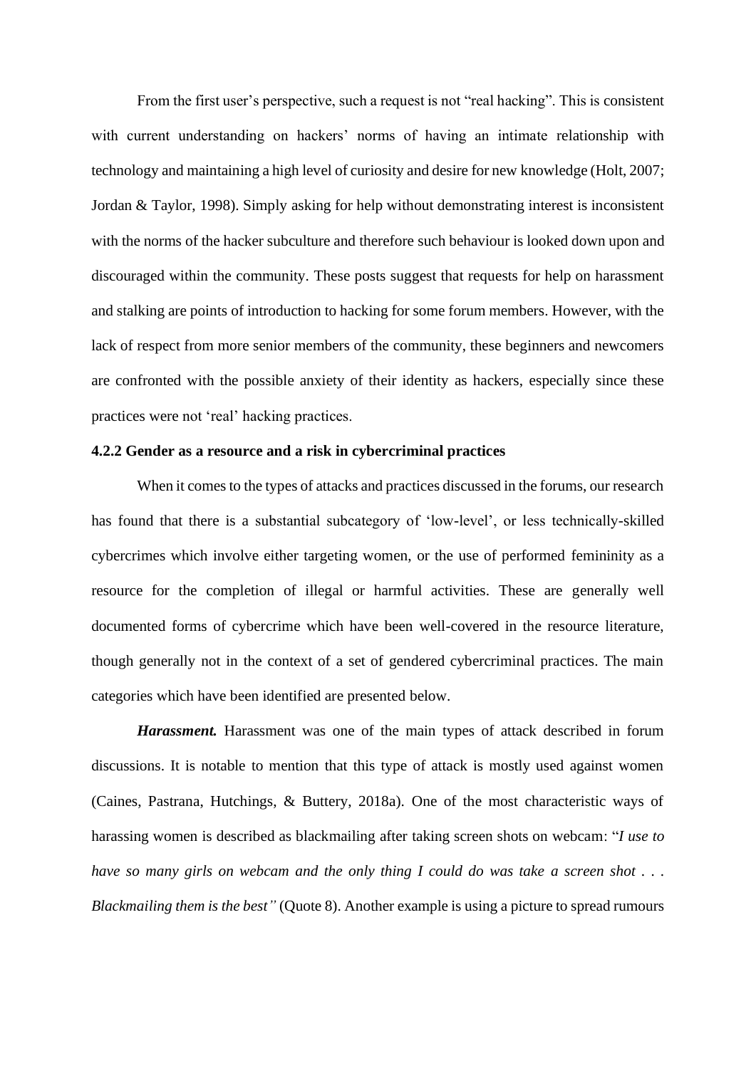From the first user's perspective, such a request is not "real hacking". This is consistent with current understanding on hackers' norms of having an intimate relationship with technology and maintaining a high level of curiosity and desire for new knowledge (Holt, 2007; Jordan & Taylor, 1998). Simply asking for help without demonstrating interest is inconsistent with the norms of the hacker subculture and therefore such behaviour is looked down upon and discouraged within the community. These posts suggest that requests for help on harassment and stalking are points of introduction to hacking for some forum members. However, with the lack of respect from more senior members of the community, these beginners and newcomers are confronted with the possible anxiety of their identity as hackers, especially since these practices were not 'real' hacking practices.

#### 4.2.2 Gender as a resource and a risk in cybercriminal practices

When it comes to the types of attacks and practices discussed in the forums, our research has found that there is a substantial subcategory of 'low-level', or less technically-skilled cybercrimes which involve either targeting women, or the use of performed femininity as a resource for the completion of illegal or harmful activities. These are generally well documented forms of cybercrime which have been well-covered in the resource literature, though generally not in the context of a set of gendered cybercriminal practices. The main categories which have been identified are presented below.

***Harassment.*** Harassment was one of the main types of attack described in forum discussions. It is notable to mention that this type of attack is mostly used against women (Caines, Pastrana, Hutchings, & Buttery, 2018a). One of the most characteristic ways of harassing women is described as blackmailing after taking screen shots on webcam: "*I use to have so many girls on webcam and the only thing I could do was take a screen shot . . . Blackmailing them is the best"* (Quote 8). Another example is using a picture to spread rumours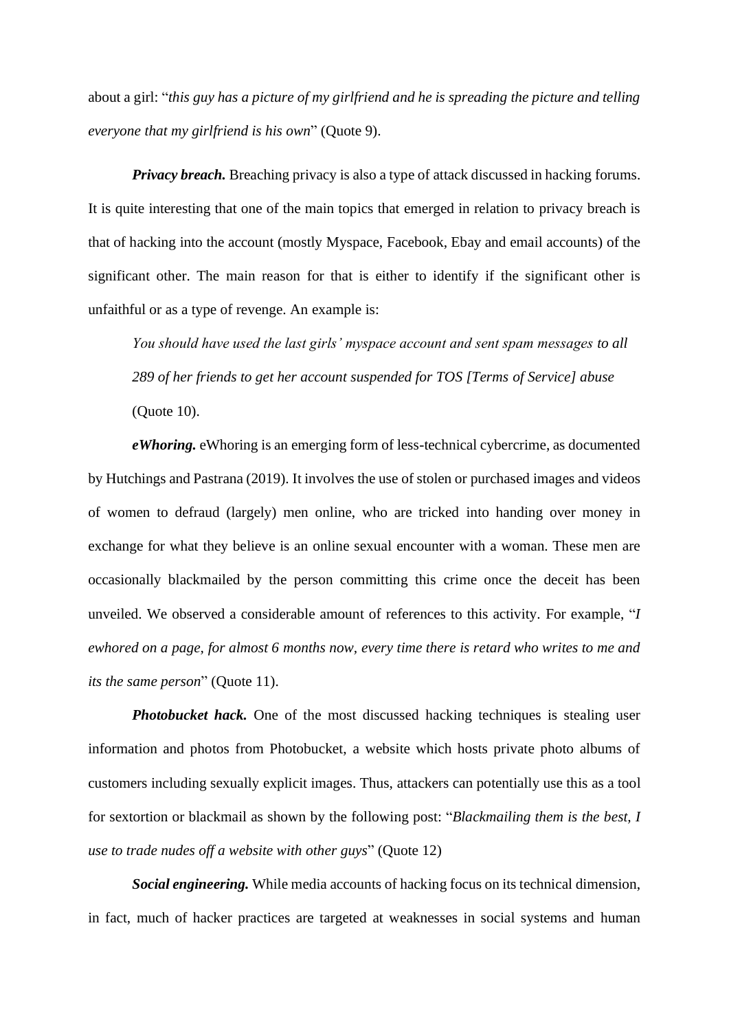about a girl: "*this guy has a picture of my girlfriend and he is spreading the picture and telling everyone that my girlfriend is his own*" (Quote 9).

***Privacy breach.*** Breaching privacy is also a type of attack discussed in hacking forums. It is quite interesting that one of the main topics that emerged in relation to privacy breach is that of hacking into the account (mostly Myspace, Facebook, Ebay and email accounts) of the significant other. The main reason for that is either to identify if the significant other is unfaithful or as a type of revenge. An example is:

> *You should have used the last girls' myspace account and sent spam messages to all 289 of her friends to get her account suspended for TOS [Terms of Service] abuse* (Quote 10).

***eWhoring.*** eWhoring is an emerging form of less-technical cybercrime, as documented by Hutchings and Pastrana (2019). It involves the use of stolen or purchased images and videos of women to defraud (largely) men online, who are tricked into handing over money in exchange for what they believe is an online sexual encounter with a woman. These men are occasionally blackmailed by the person committing this crime once the deceit has been unveiled. We observed a considerable amount of references to this activity. For example, "*I ewhored on a page, for almost 6 months now, every time there is retard who writes to me and its the same person*" (Quote 11).

***Photobucket hack.*** One of the most discussed hacking techniques is stealing user information and photos from Photobucket, a website which hosts private photo albums of customers including sexually explicit images. Thus, attackers can potentially use this as a tool for sextortion or blackmail as shown by the following post: "*Blackmailing them is the best, I use to trade nudes off a website with other guys*" (Quote 12)

***Social engineering.*** While media accounts of hacking focus on its technical dimension, in fact, much of hacker practices are targeted at weaknesses in social systems and human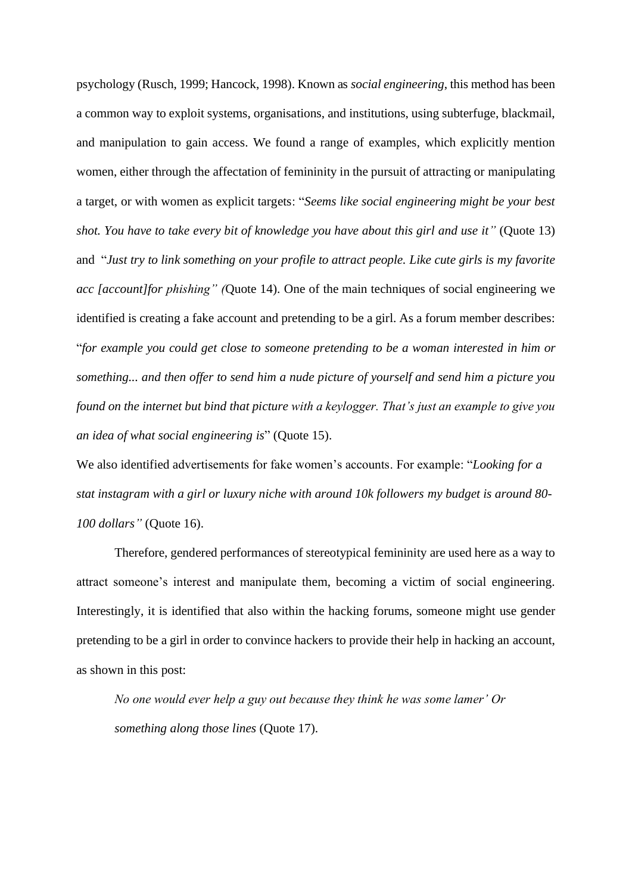psychology (Rusch, 1999; Hancock, 1998). Known as *social engineering*, this method has been a common way to exploit systems, organisations, and institutions, using subterfuge, blackmail, and manipulation to gain access. We found a range of examples, which explicitly mention women, either through the affectation of femininity in the pursuit of attracting or manipulating a target, or with women as explicit targets: "*Seems like social engineering might be your best shot. You have to take every bit of knowledge you have about this girl and use it"* (Quote 13) and "*Just try to link something on your profile to attract people. Like cute girls is my favorite acc [account]for phishing" (*Quote 14). One of the main techniques of social engineering we identified is creating a fake account and pretending to be a girl. As a forum member describes: "*for example you could get close to someone pretending to be a woman interested in him or something... and then offer to send him a nude picture of yourself and send him a picture you found on the internet but bind that picture with a keylogger. That's just an example to give you an idea of what social engineering is*" (Quote 15).

We also identified advertisements for fake women's accounts. For example: "*Looking for a stat instagram with a girl or luxury niche with around 10k followers my budget is around 80-100 dollars"* (Quote 16).

Therefore, gendered performances of stereotypical femininity are used here as a way to attract someone's interest and manipulate them, becoming a victim of social engineering. Interestingly, it is identified that also within the hacking forums, someone might use gender pretending to be a girl in order to convince hackers to provide their help in hacking an account, as shown in this post:

> *No one would ever help a guy out because they think he was some lamer' Or something along those lines* (Quote 17).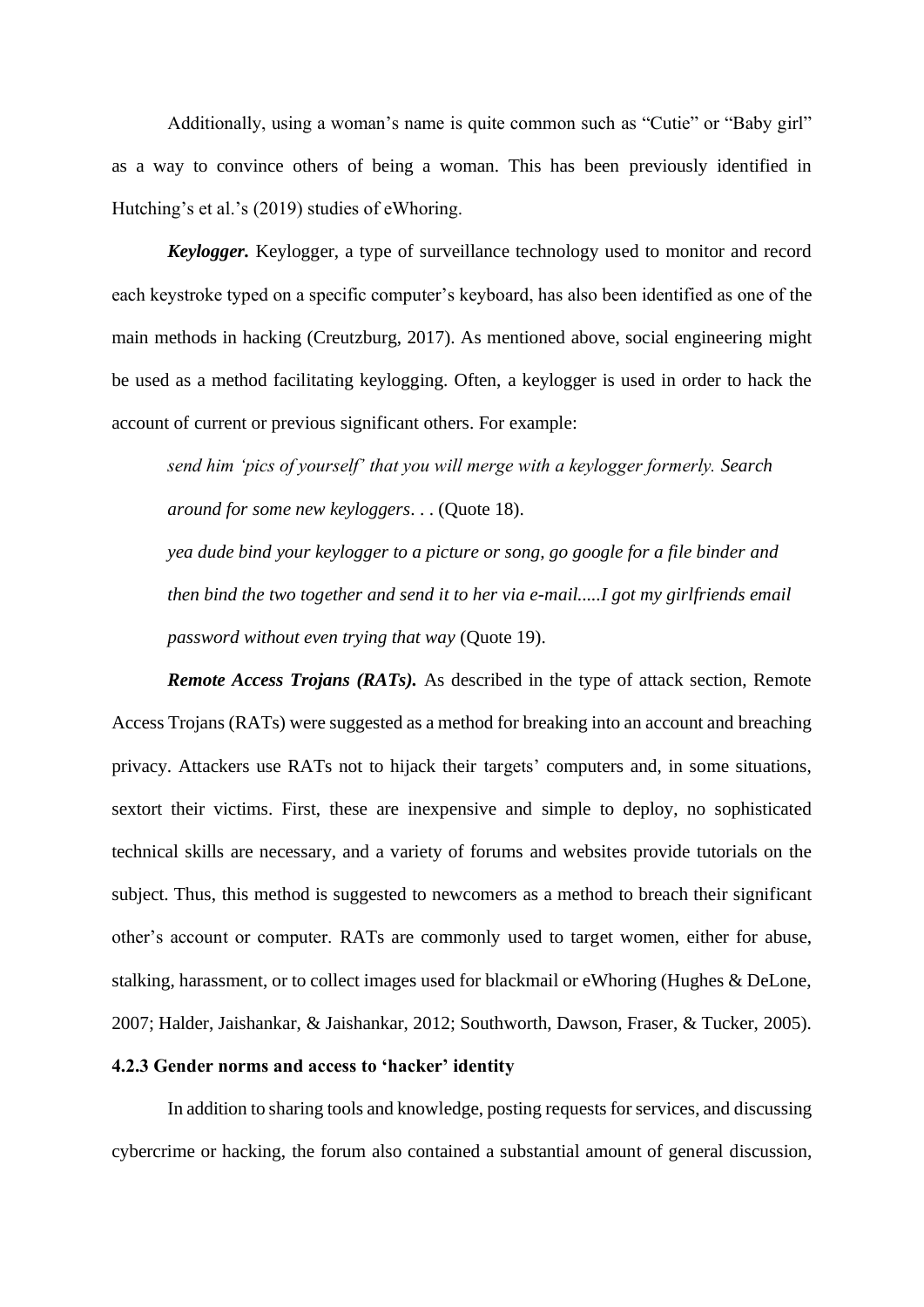Additionally, using a woman's name is quite common such as "Cutie" or "Baby girl" as a way to convince others of being a woman. This has been previously identified in Hutching's et al.'s (2019) studies of eWhoring.

***Keylogger.*** Keylogger, a type of surveillance technology used to monitor and record each keystroke typed on a specific computer's keyboard, has also been identified as one of the main methods in hacking (Creutzburg, 2017). As mentioned above, social engineering might be used as a method facilitating keylogging. Often, a keylogger is used in order to hack the account of current or previous significant others. For example:

> *send him 'pics of yourself' that you will merge with a keylogger formerly. Search around for some new keyloggers*. . . (Quote 18).
>
> *yea dude bind your keylogger to a picture or song, go google for a file binder and then bind the two together and send it to her via e-mail.....I got my girlfriends email password without even trying that way* (Quote 19).

***Remote Access Trojans (RATs).*** As described in the type of attack section, Remote Access Trojans (RATs) were suggested as a method for breaking into an account and breaching privacy. Attackers use RATs not to hijack their targets' computers and, in some situations, sextort their victims. First, these are inexpensive and simple to deploy, no sophisticated technical skills are necessary, and a variety of forums and websites provide tutorials on the subject. Thus, this method is suggested to newcomers as a method to breach their significant other's account or computer. RATs are commonly used to target women, either for abuse, stalking, harassment, or to collect images used for blackmail or eWhoring (Hughes & DeLone, 2007; Halder, Jaishankar, & Jaishankar, 2012; Southworth, Dawson, Fraser, & Tucker, 2005).

#### 4.2.3 Gender norms and access to 'hacker' identity

In addition to sharing tools and knowledge, posting requests for services, and discussing cybercrime or hacking, the forum also contained a substantial amount of general discussion,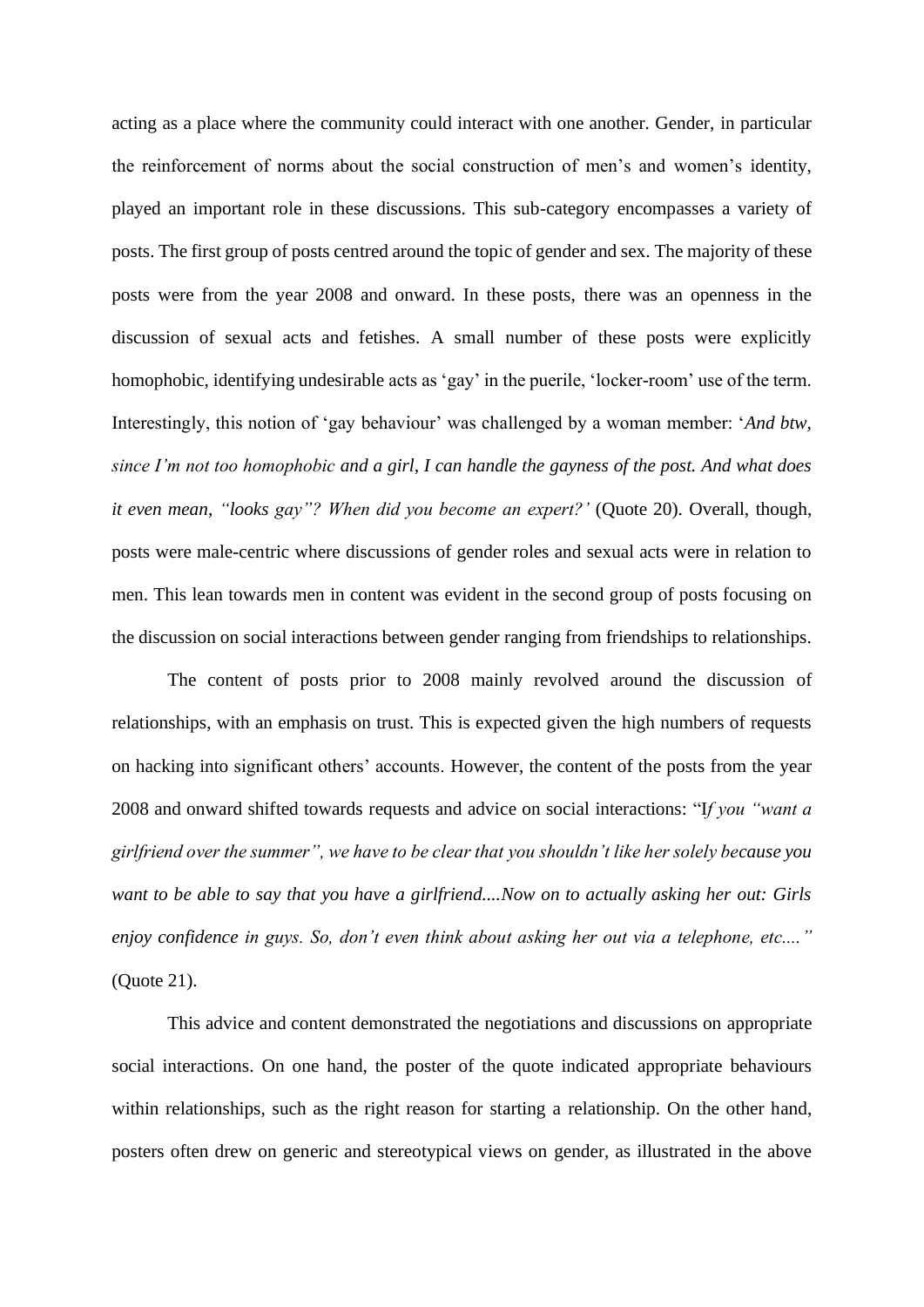acting as a place where the community could interact with one another. Gender, in particular the reinforcement of norms about the social construction of men's and women's identity, played an important role in these discussions. This sub-category encompasses a variety of posts. The first group of posts centred around the topic of gender and sex. The majority of these posts were from the year 2008 and onward. In these posts, there was an openness in the discussion of sexual acts and fetishes. A small number of these posts were explicitly homophobic, identifying undesirable acts as 'gay' in the puerile, 'locker-room' use of the term. Interestingly, this notion of 'gay behaviour' was challenged by a woman member: '*And btw, since I'm not too homophobic and a girl, I can handle the gayness of the post. And what does it even mean, "looks gay"? When did you become an expert?*' (Quote 20). Overall, though, posts were male-centric where discussions of gender roles and sexual acts were in relation to men. This lean towards men in content was evident in the second group of posts focusing on the discussion on social interactions between gender ranging from friendships to relationships.

The content of posts prior to 2008 mainly revolved around the discussion of relationships, with an emphasis on trust. This is expected given the high numbers of requests on hacking into significant others' accounts. However, the content of the posts from the year 2008 and onward shifted towards requests and advice on social interactions: "I*f you "want a girlfriend over the summer", we have to be clear that you shouldn't like her solely because you want to be able to say that you have a girlfriend....Now on to actually asking her out: Girls enjoy confidence in guys. So, don't even think about asking her out via a telephone, etc...."* (Quote 21).

This advice and content demonstrated the negotiations and discussions on appropriate social interactions. On one hand, the poster of the quote indicated appropriate behaviours within relationships, such as the right reason for starting a relationship. On the other hand, posters often drew on generic and stereotypical views on gender, as illustrated in the above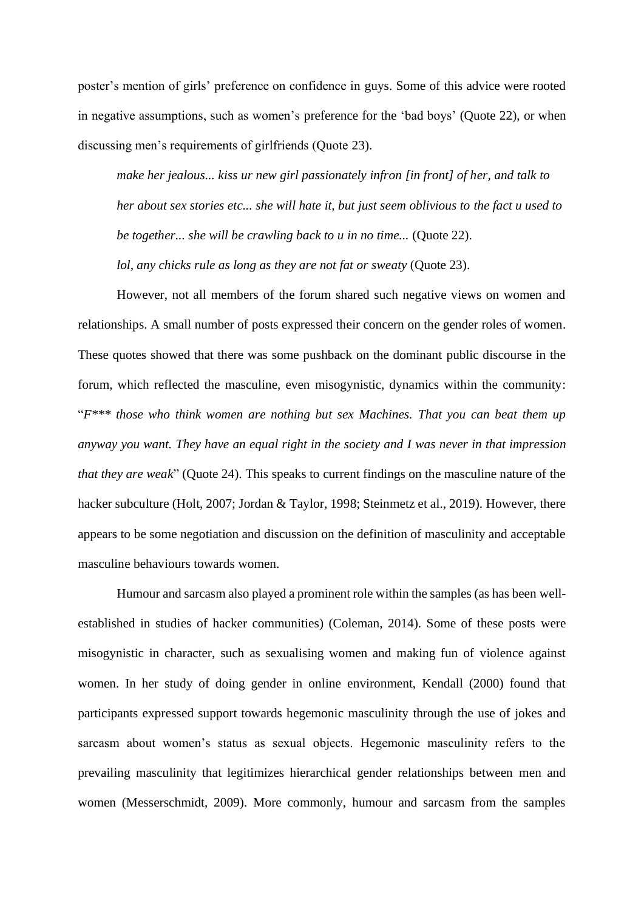poster's mention of girls' preference on confidence in guys. Some of this advice were rooted in negative assumptions, such as women's preference for the 'bad boys' (Quote 22), or when discussing men's requirements of girlfriends (Quote 23).

> *make her jealous... kiss ur new girl passionately infron [in front] of her, and talk to her about sex stories etc... she will hate it, but just seem oblivious to the fact u used to be together... she will be crawling back to u in no time...* (Quote 22).
>
> *lol, any chicks rule as long as they are not fat or sweaty* (Quote 23).

However, not all members of the forum shared such negative views on women and relationships. A small number of posts expressed their concern on the gender roles of women. These quotes showed that there was some pushback on the dominant public discourse in the forum, which reflected the masculine, even misogynistic, dynamics within the community: "*F*** those who think women are nothing but sex Machines. That you can beat them up anyway you want. They have an equal right in the society and I was never in that impression that they are weak*" (Quote 24). This speaks to current findings on the masculine nature of the hacker subculture (Holt, 2007; Jordan & Taylor, 1998; Steinmetz et al., 2019). However, there appears to be some negotiation and discussion on the definition of masculinity and acceptable masculine behaviours towards women.

Humour and sarcasm also played a prominent role within the samples (as has been well-established in studies of hacker communities) (Coleman, 2014). Some of these posts were misogynistic in character, such as sexualising women and making fun of violence against women. In her study of doing gender in online environment, Kendall (2000) found that participants expressed support towards hegemonic masculinity through the use of jokes and sarcasm about women's status as sexual objects. Hegemonic masculinity refers to the prevailing masculinity that legitimizes hierarchical gender relationships between men and women (Messerschmidt, 2009). More commonly, humour and sarcasm from the samples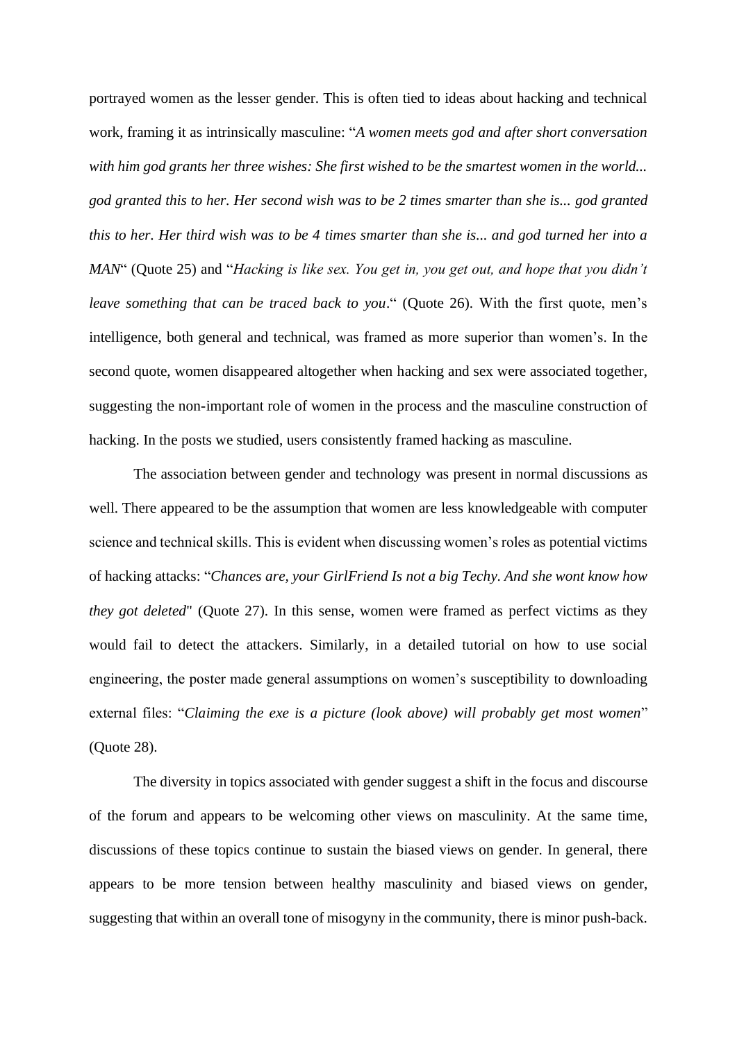portrayed women as the lesser gender. This is often tied to ideas about hacking and technical work, framing it as intrinsically masculine: "*A women meets god and after short conversation with him god grants her three wishes: She first wished to be the smartest women in the world... god granted this to her. Her second wish was to be 2 times smarter than she is... god granted this to her. Her third wish was to be 4 times smarter than she is... and god turned her into a MAN*" (Quote 25) and "*Hacking is like sex. You get in, you get out, and hope that you didn't leave something that can be traced back to you*." (Quote 26). With the first quote, men's intelligence, both general and technical, was framed as more superior than women's. In the second quote, women disappeared altogether when hacking and sex were associated together, suggesting the non-important role of women in the process and the masculine construction of hacking. In the posts we studied, users consistently framed hacking as masculine.

The association between gender and technology was present in normal discussions as well. There appeared to be the assumption that women are less knowledgeable with computer science and technical skills. This is evident when discussing women's roles as potential victims of hacking attacks: "*Chances are, your GirlFriend Is not a big Techy. And she wont know how they got deleted*" (Quote 27). In this sense, women were framed as perfect victims as they would fail to detect the attackers. Similarly, in a detailed tutorial on how to use social engineering, the poster made general assumptions on women's susceptibility to downloading external files: "*Claiming the exe is a picture (look above) will probably get most women*" (Quote 28).

The diversity in topics associated with gender suggest a shift in the focus and discourse of the forum and appears to be welcoming other views on masculinity. At the same time, discussions of these topics continue to sustain the biased views on gender. In general, there appears to be more tension between healthy masculinity and biased views on gender, suggesting that within an overall tone of misogyny in the community, there is minor push-back.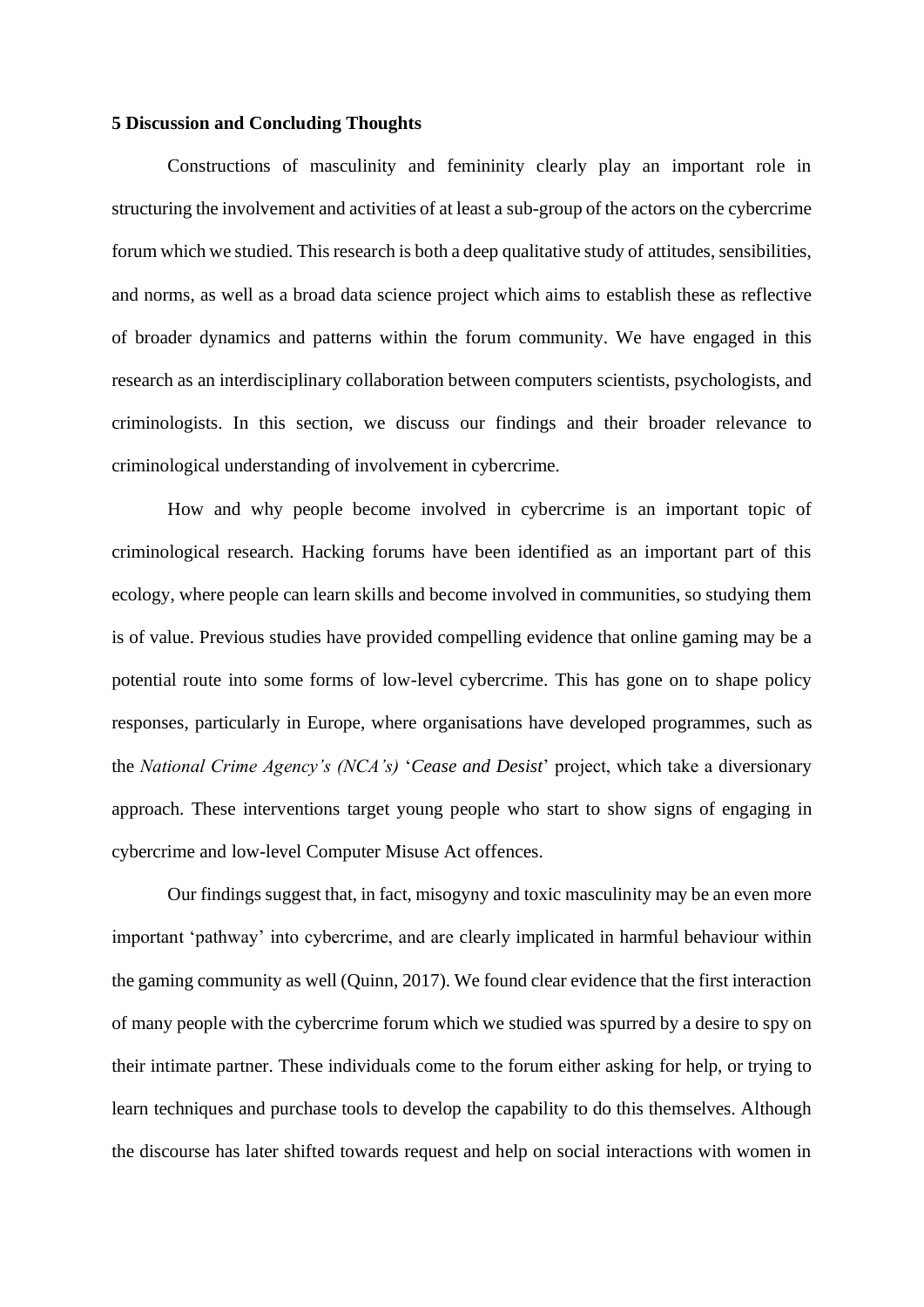## 5 Discussion and Concluding Thoughts

Constructions of masculinity and femininity clearly play an important role in structuring the involvement and activities of at least a sub-group of the actors on the cybercrime forum which we studied. This research is both a deep qualitative study of attitudes, sensibilities, and norms, as well as a broad data science project which aims to establish these as reflective of broader dynamics and patterns within the forum community. We have engaged in this research as an interdisciplinary collaboration between computers scientists, psychologists, and criminologists. In this section, we discuss our findings and their broader relevance to criminological understanding of involvement in cybercrime.

How and why people become involved in cybercrime is an important topic of criminological research. Hacking forums have been identified as an important part of this ecology, where people can learn skills and become involved in communities, so studying them is of value. Previous studies have provided compelling evidence that online gaming may be a potential route into some forms of low-level cybercrime. This has gone on to shape policy responses, particularly in Europe, where organisations have developed programmes, such as the *National Crime Agency's (NCA's)* '*Cease and Desist*' project, which take a diversionary approach. These interventions target young people who start to show signs of engaging in cybercrime and low-level Computer Misuse Act offences.

Our findings suggest that, in fact, misogyny and toxic masculinity may be an even more important 'pathway' into cybercrime, and are clearly implicated in harmful behaviour within the gaming community as well (Quinn, 2017). We found clear evidence that the first interaction of many people with the cybercrime forum which we studied was spurred by a desire to spy on their intimate partner. These individuals come to the forum either asking for help, or trying to learn techniques and purchase tools to develop the capability to do this themselves. Although the discourse has later shifted towards request and help on social interactions with women in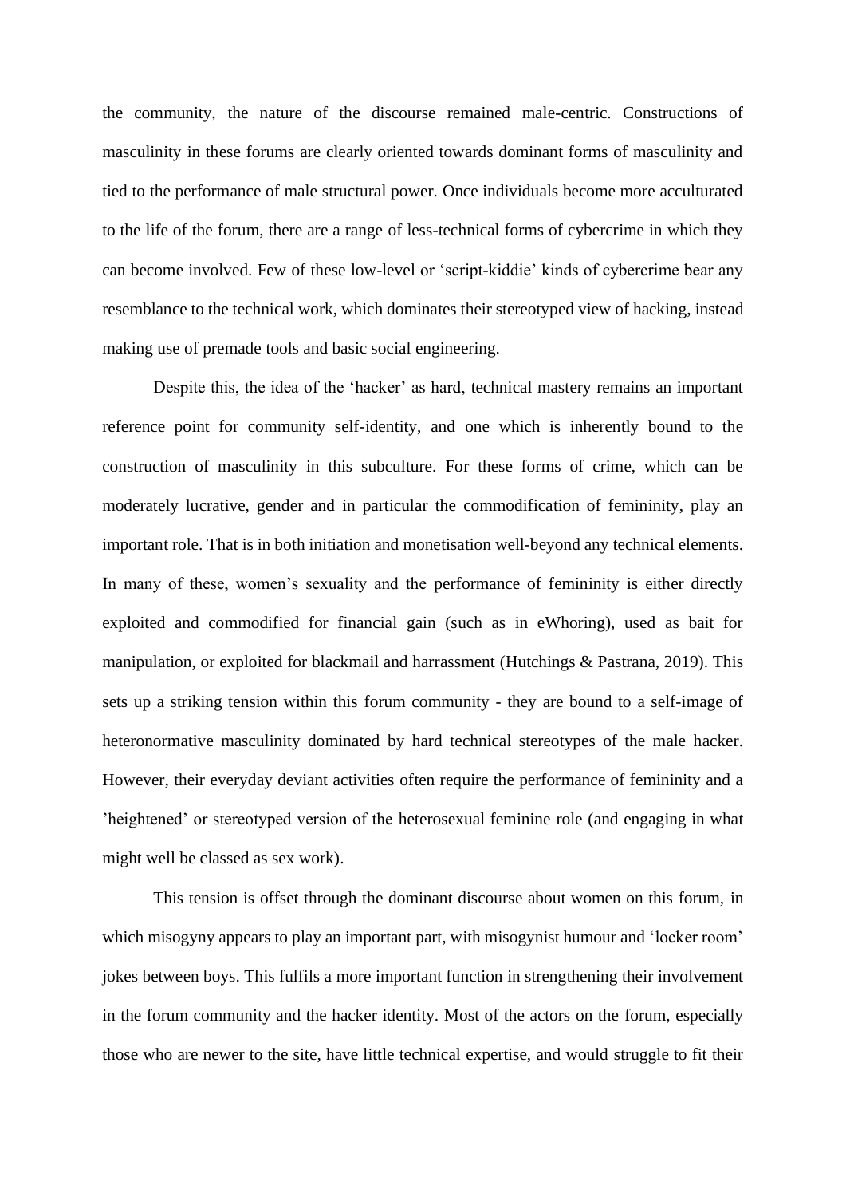the community, the nature of the discourse remained male-centric. Constructions of masculinity in these forums are clearly oriented towards dominant forms of masculinity and tied to the performance of male structural power. Once individuals become more acculturated to the life of the forum, there are a range of less-technical forms of cybercrime in which they can become involved. Few of these low-level or 'script-kiddie' kinds of cybercrime bear any resemblance to the technical work, which dominates their stereotyped view of hacking, instead making use of premade tools and basic social engineering.

Despite this, the idea of the 'hacker' as hard, technical mastery remains an important reference point for community self-identity, and one which is inherently bound to the construction of masculinity in this subculture. For these forms of crime, which can be moderately lucrative, gender and in particular the commodification of femininity, play an important role. That is in both initiation and monetisation well-beyond any technical elements. In many of these, women's sexuality and the performance of femininity is either directly exploited and commodified for financial gain (such as in eWhoring), used as bait for manipulation, or exploited for blackmail and harrassment (Hutchings & Pastrana, 2019). This sets up a striking tension within this forum community - they are bound to a self-image of heteronormative masculinity dominated by hard technical stereotypes of the male hacker. However, their everyday deviant activities often require the performance of femininity and a 'heightened' or stereotyped version of the heterosexual feminine role (and engaging in what might well be classed as sex work).

This tension is offset through the dominant discourse about women on this forum, in which misogyny appears to play an important part, with misogynist humour and 'locker room' jokes between boys. This fulfils a more important function in strengthening their involvement in the forum community and the hacker identity. Most of the actors on the forum, especially those who are newer to the site, have little technical expertise, and would struggle to fit their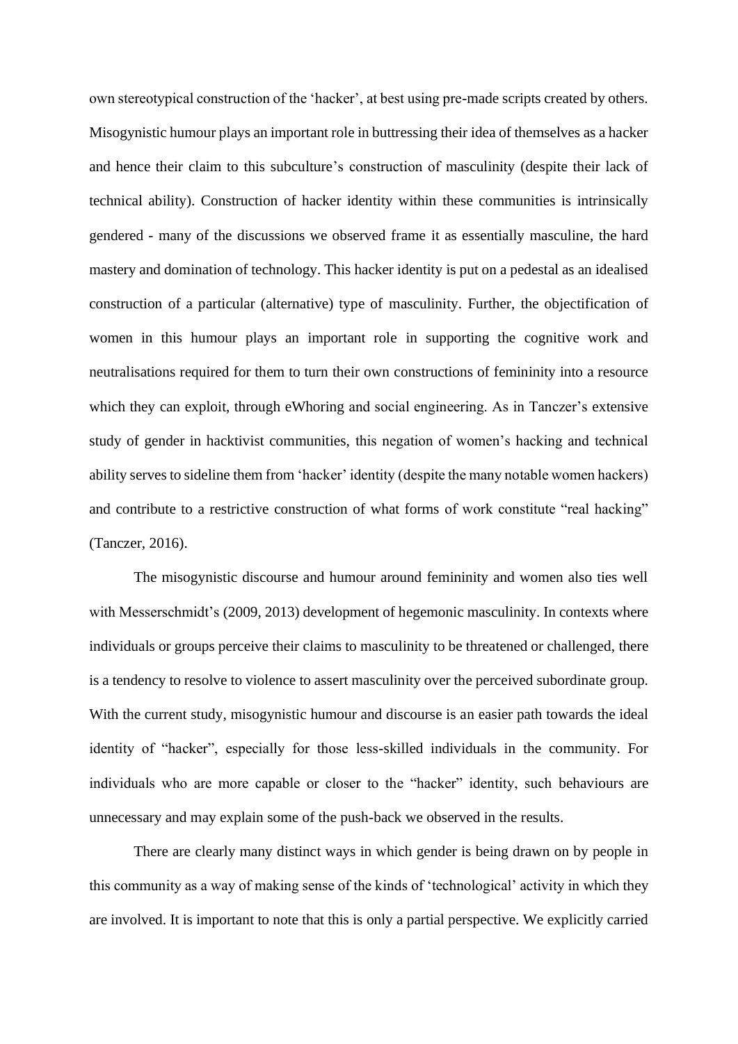own stereotypical construction of the 'hacker', at best using pre-made scripts created by others. Misogynistic humour plays an important role in buttressing their idea of themselves as a hacker and hence their claim to this subculture's construction of masculinity (despite their lack of technical ability). Construction of hacker identity within these communities is intrinsically gendered - many of the discussions we observed frame it as essentially masculine, the hard mastery and domination of technology. This hacker identity is put on a pedestal as an idealised construction of a particular (alternative) type of masculinity. Further, the objectification of women in this humour plays an important role in supporting the cognitive work and neutralisations required for them to turn their own constructions of femininity into a resource which they can exploit, through eWhoring and social engineering. As in Tanczer's extensive study of gender in hacktivist communities, this negation of women's hacking and technical ability serves to sideline them from 'hacker' identity (despite the many notable women hackers) and contribute to a restrictive construction of what forms of work constitute "real hacking" (Tanczer, 2016).

The misogynistic discourse and humour around femininity and women also ties well with Messerschmidt's (2009, 2013) development of hegemonic masculinity. In contexts where individuals or groups perceive their claims to masculinity to be threatened or challenged, there is a tendency to resolve to violence to assert masculinity over the perceived subordinate group. With the current study, misogynistic humour and discourse is an easier path towards the ideal identity of "hacker", especially for those less-skilled individuals in the community. For individuals who are more capable or closer to the "hacker" identity, such behaviours are unnecessary and may explain some of the push-back we observed in the results.

There are clearly many distinct ways in which gender is being drawn on by people in this community as a way of making sense of the kinds of 'technological' activity in which they are involved. It is important to note that this is only a partial perspective. We explicitly carried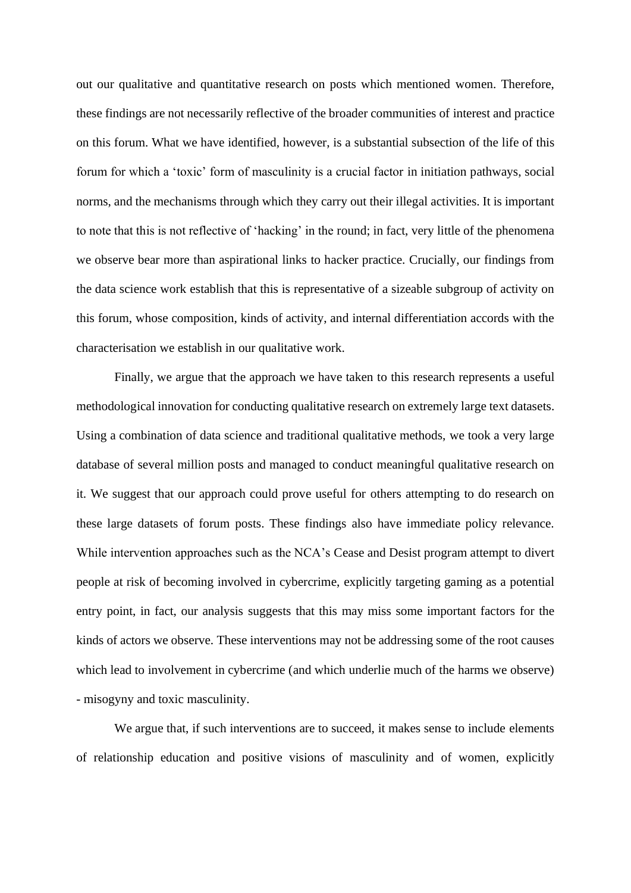out our qualitative and quantitative research on posts which mentioned women. Therefore, these findings are not necessarily reflective of the broader communities of interest and practice on this forum. What we have identified, however, is a substantial subsection of the life of this forum for which a 'toxic' form of masculinity is a crucial factor in initiation pathways, social norms, and the mechanisms through which they carry out their illegal activities. It is important to note that this is not reflective of 'hacking' in the round; in fact, very little of the phenomena we observe bear more than aspirational links to hacker practice. Crucially, our findings from the data science work establish that this is representative of a sizeable subgroup of activity on this forum, whose composition, kinds of activity, and internal differentiation accords with the characterisation we establish in our qualitative work.

Finally, we argue that the approach we have taken to this research represents a useful methodological innovation for conducting qualitative research on extremely large text datasets. Using a combination of data science and traditional qualitative methods, we took a very large database of several million posts and managed to conduct meaningful qualitative research on it. We suggest that our approach could prove useful for others attempting to do research on these large datasets of forum posts. These findings also have immediate policy relevance. While intervention approaches such as the NCA's Cease and Desist program attempt to divert people at risk of becoming involved in cybercrime, explicitly targeting gaming as a potential entry point, in fact, our analysis suggests that this may miss some important factors for the kinds of actors we observe. These interventions may not be addressing some of the root causes which lead to involvement in cybercrime (and which underlie much of the harms we observe) - misogyny and toxic masculinity.

We argue that, if such interventions are to succeed, it makes sense to include elements of relationship education and positive visions of masculinity and of women, explicitly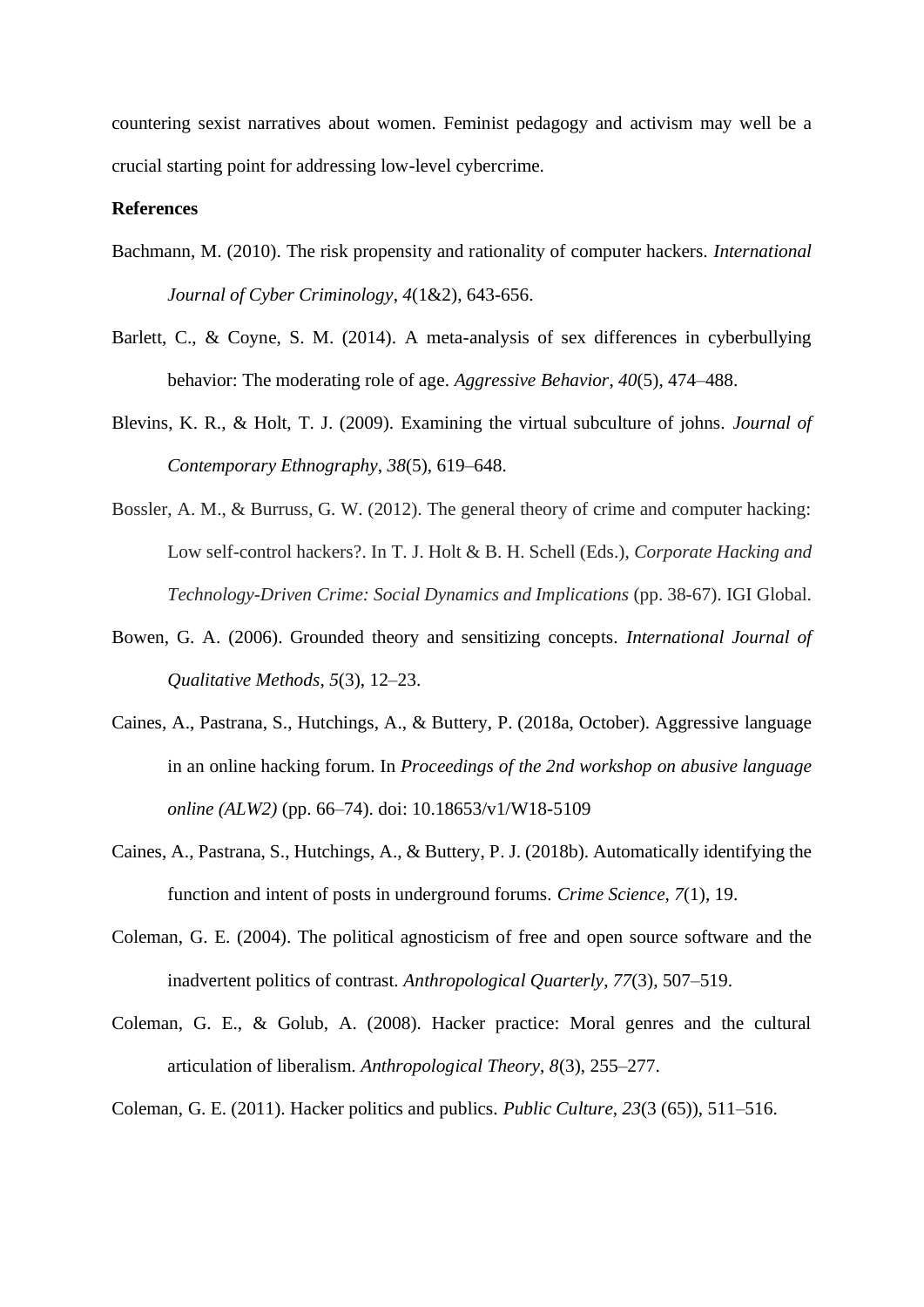countering sexist narratives about women. Feminist pedagogy and activism may well be a crucial starting point for addressing low-level cybercrime.

**References**

Bachmann, M. (2010). The risk propensity and rationality of computer hackers. *International Journal of Cyber Criminology*, *4*(1&2), 643-656.

Barlett, C., & Coyne, S. M. (2014). A meta-analysis of sex differences in cyberbullying behavior: The moderating role of age. *Aggressive Behavior*, *40*(5), 474–488.

Blevins, K. R., & Holt, T. J. (2009). Examining the virtual subculture of johns. *Journal of Contemporary Ethnography*, *38*(5), 619–648.

Bossler, A. M., & Burruss, G. W. (2012). The general theory of crime and computer hacking: Low self-control hackers?. In T. J. Holt & B. H. Schell (Eds.), *Corporate Hacking and Technology-Driven Crime: Social Dynamics and Implications* (pp. 38-67). IGI Global.

Bowen, G. A. (2006). Grounded theory and sensitizing concepts. *International Journal of Qualitative Methods*, *5*(3), 12–23.

Caines, A., Pastrana, S., Hutchings, A., & Buttery, P. (2018a, October). Aggressive language in an online hacking forum. In *Proceedings of the 2nd workshop on abusive language online (ALW2)* (pp. 66–74). doi: 10.18653/v1/W18-5109

Caines, A., Pastrana, S., Hutchings, A., & Buttery, P. J. (2018b). Automatically identifying the function and intent of posts in underground forums. *Crime Science*, *7*(1), 19.

Coleman, G. E. (2004). The political agnosticism of free and open source software and the inadvertent politics of contrast. *Anthropological Quarterly*, *77*(3), 507–519.

Coleman, G. E., & Golub, A. (2008). Hacker practice: Moral genres and the cultural articulation of liberalism. *Anthropological Theory*, *8*(3), 255–277.

Coleman, G. E. (2011). Hacker politics and publics. *Public Culture*, *23*(3 (65)), 511–516.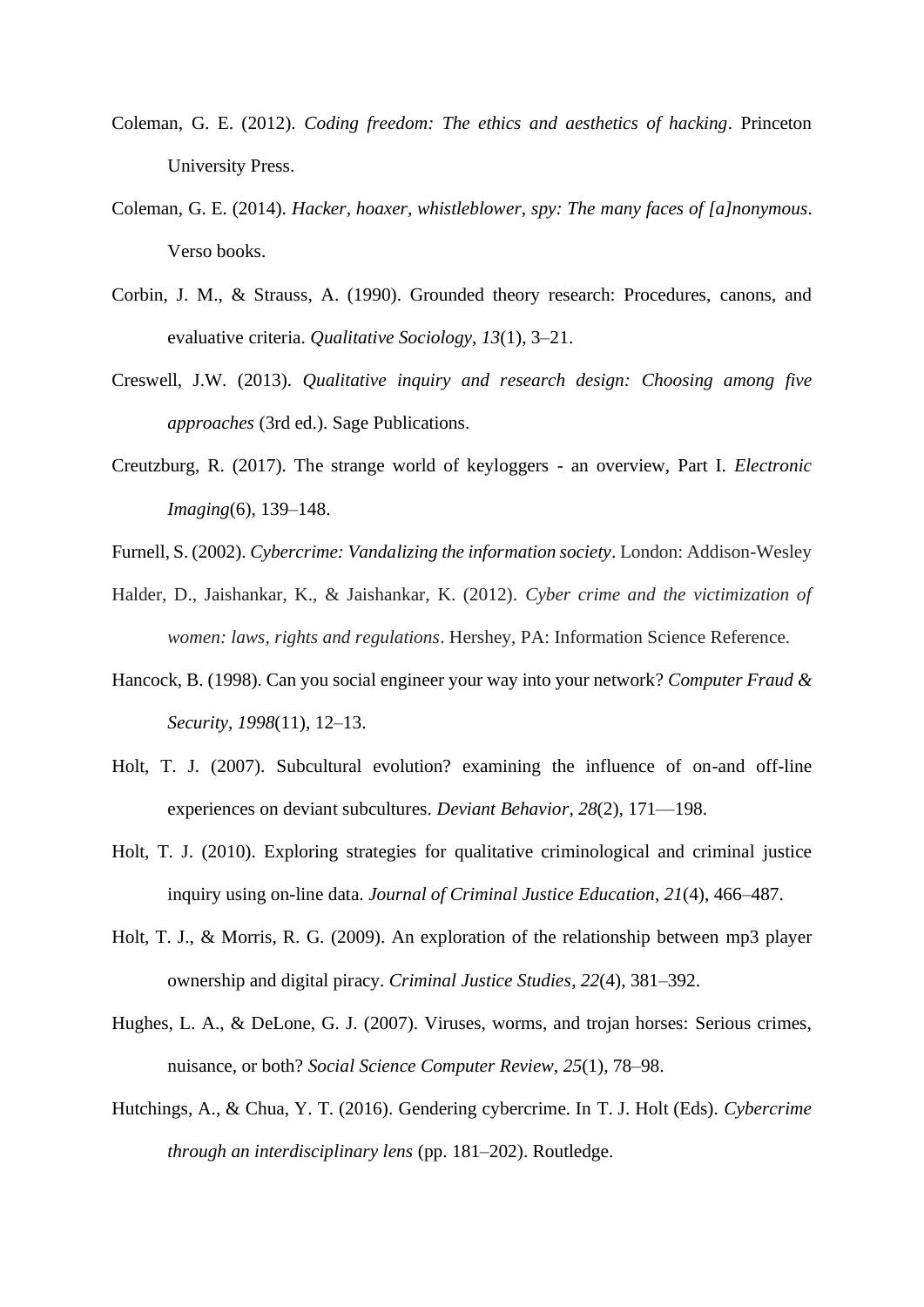Coleman, G. E. (2012). *Coding freedom: The ethics and aesthetics of hacking*. Princeton University Press.

Coleman, G. E. (2014). *Hacker, hoaxer, whistleblower, spy: The many faces of [a]nonymous*. Verso books.

Corbin, J. M., & Strauss, A. (1990). Grounded theory research: Procedures, canons, and evaluative criteria. *Qualitative Sociology*, *13*(1), 3–21.

Creswell, J.W. (2013). *Qualitative inquiry and research design: Choosing among five approaches* (3rd ed.). Sage Publications.

Creutzburg, R. (2017). The strange world of keyloggers - an overview, Part I. *Electronic Imaging*(6), 139–148.

Furnell, S. (2002). *Cybercrime: Vandalizing the information society*. London: Addison-Wesley

Halder, D., Jaishankar, K., & Jaishankar, K. (2012). *Cyber crime and the victimization of women: laws, rights and regulations*. Hershey, PA: Information Science Reference.

Hancock, B. (1998). Can you social engineer your way into your network? *Computer Fraud & Security*, *1998*(11), 12–13.

Holt, T. J. (2007). Subcultural evolution? examining the influence of on-and off-line experiences on deviant subcultures. *Deviant Behavior*, *28*(2), 171—198.

Holt, T. J. (2010). Exploring strategies for qualitative criminological and criminal justice inquiry using on-line data. *Journal of Criminal Justice Education*, *21*(4), 466–487.

Holt, T. J., & Morris, R. G. (2009). An exploration of the relationship between mp3 player ownership and digital piracy. *Criminal Justice Studies*, *22*(4), 381–392.

Hughes, L. A., & DeLone, G. J. (2007). Viruses, worms, and trojan horses: Serious crimes, nuisance, or both? *Social Science Computer Review*, *25*(1), 78–98.

Hutchings, A., & Chua, Y. T. (2016). Gendering cybercrime. In T. J. Holt (Eds). *Cybercrime through an interdisciplinary lens* (pp. 181–202). Routledge.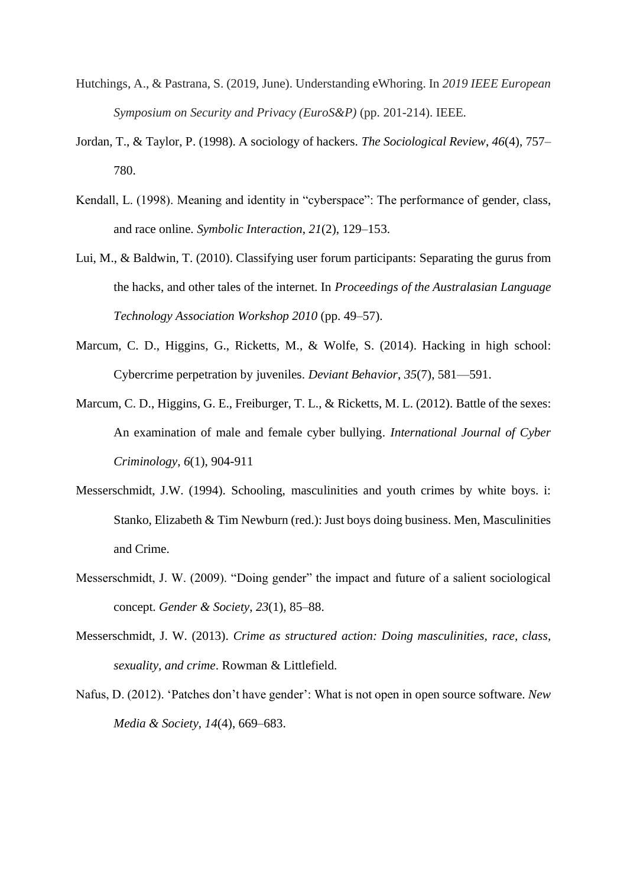Hutchings, A., & Pastrana, S. (2019, June). Understanding eWhoring. In *2019 IEEE European Symposium on Security and Privacy (EuroS&P)* (pp. 201-214). IEEE.

Jordan, T., & Taylor, P. (1998). A sociology of hackers. *The Sociological Review*, *46*(4), 757–780.

Kendall, L. (1998). Meaning and identity in "cyberspace": The performance of gender, class, and race online. *Symbolic Interaction*, *21*(2), 129–153.

Lui, M., & Baldwin, T. (2010). Classifying user forum participants: Separating the gurus from the hacks, and other tales of the internet. In *Proceedings of the Australasian Language Technology Association Workshop 2010* (pp. 49–57).

Marcum, C. D., Higgins, G., Ricketts, M., & Wolfe, S. (2014). Hacking in high school: Cybercrime perpetration by juveniles. *Deviant Behavior*, *35*(7), 581—591.

Marcum, C. D., Higgins, G. E., Freiburger, T. L., & Ricketts, M. L. (2012). Battle of the sexes: An examination of male and female cyber bullying. *International Journal of Cyber Criminology*, *6*(1), 904-911

Messerschmidt, J.W. (1994). Schooling, masculinities and youth crimes by white boys. i: Stanko, Elizabeth & Tim Newburn (red.): Just boys doing business. Men, Masculinities and Crime.

Messerschmidt, J. W. (2009). "Doing gender" the impact and future of a salient sociological concept. *Gender & Society*, *23*(1), 85–88.

Messerschmidt, J. W. (2013). *Crime as structured action: Doing masculinities, race, class, sexuality, and crime*. Rowman & Littlefield.

Nafus, D. (2012). 'Patches don't have gender': What is not open in open source software. *New Media & Society*, *14*(4), 669–683.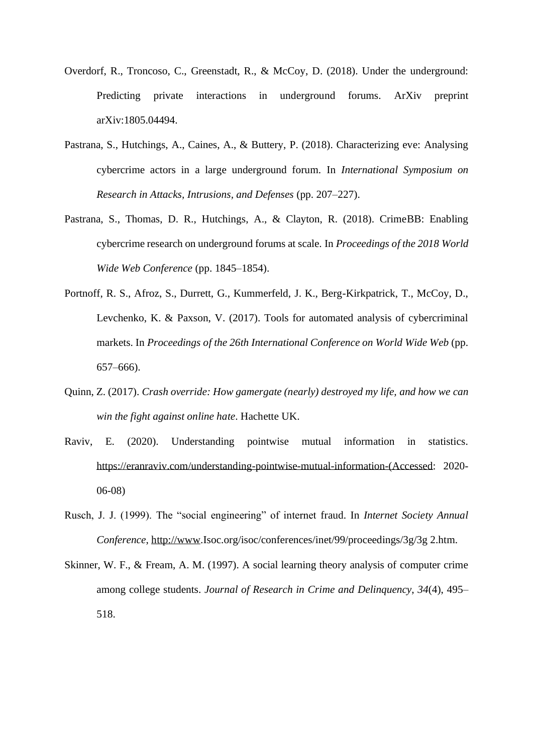Overdorf, R., Troncoso, C., Greenstadt, R., & McCoy, D. (2018). Under the underground: Predicting private interactions in underground forums. ArXiv preprint arXiv:1805.04494.

Pastrana, S., Hutchings, A., Caines, A., & Buttery, P. (2018). Characterizing eve: Analysing cybercrime actors in a large underground forum. In *International Symposium on Research in Attacks, Intrusions, and Defenses* (pp. 207–227).

Pastrana, S., Thomas, D. R., Hutchings, A., & Clayton, R. (2018). CrimeBB: Enabling cybercrime research on underground forums at scale. In *Proceedings of the 2018 World Wide Web Conference* (pp. 1845–1854).

Portnoff, R. S., Afroz, S., Durrett, G., Kummerfeld, J. K., Berg-Kirkpatrick, T., McCoy, D., Levchenko, K. & Paxson, V. (2017). Tools for automated analysis of cybercriminal markets. In *Proceedings of the 26th International Conference on World Wide Web* (pp. 657–666).

Quinn, Z. (2017). *Crash override: How gamergate (nearly) destroyed my life, and how we can win the fight against online hate*. Hachette UK.

Raviv, E. (2020). Understanding pointwise mutual information in statistics. https://eranraviv.com/understanding-pointwise-mutual-information-(Accessed: 2020-06-08)

Rusch, J. J. (1999). The "social engineering" of internet fraud. In *Internet Society Annual Conference*, http://www.Isoc.org/isoc/conferences/inet/99/proceedings/3g/3g 2.htm.

Skinner, W. F., & Fream, A. M. (1997). A social learning theory analysis of computer crime among college students. *Journal of Research in Crime and Delinquency*, *34*(4), 495–518.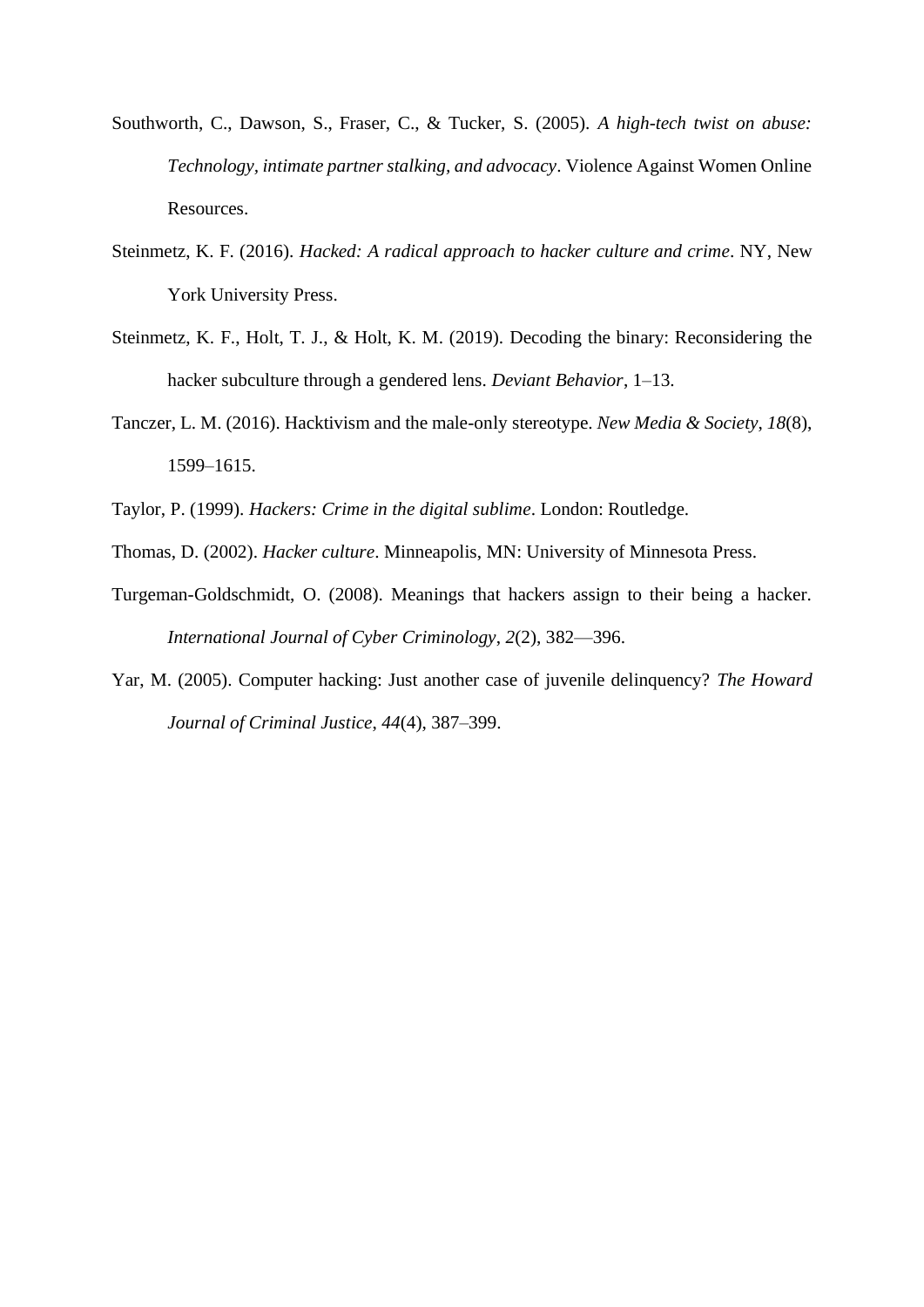Southworth, C., Dawson, S., Fraser, C., & Tucker, S. (2005). *A high-tech twist on abuse: Technology, intimate partner stalking, and advocacy*. Violence Against Women Online Resources.

Steinmetz, K. F. (2016). *Hacked: A radical approach to hacker culture and crime*. NY, New York University Press.

Steinmetz, K. F., Holt, T. J., & Holt, K. M. (2019). Decoding the binary: Reconsidering the hacker subculture through a gendered lens. *Deviant Behavior*, 1–13.

Tanczer, L. M. (2016). Hacktivism and the male-only stereotype. *New Media & Society*, *18*(8), 1599–1615.

Taylor, P. (1999). *Hackers: Crime in the digital sublime*. London: Routledge.

Thomas, D. (2002). *Hacker culture*. Minneapolis, MN: University of Minnesota Press.

Turgeman-Goldschmidt, O. (2008). Meanings that hackers assign to their being a hacker. *International Journal of Cyber Criminology*, *2*(2), 382—396.

Yar, M. (2005). Computer hacking: Just another case of juvenile delinquency? *The Howard Journal of Criminal Justice*, *44*(4), 387–399.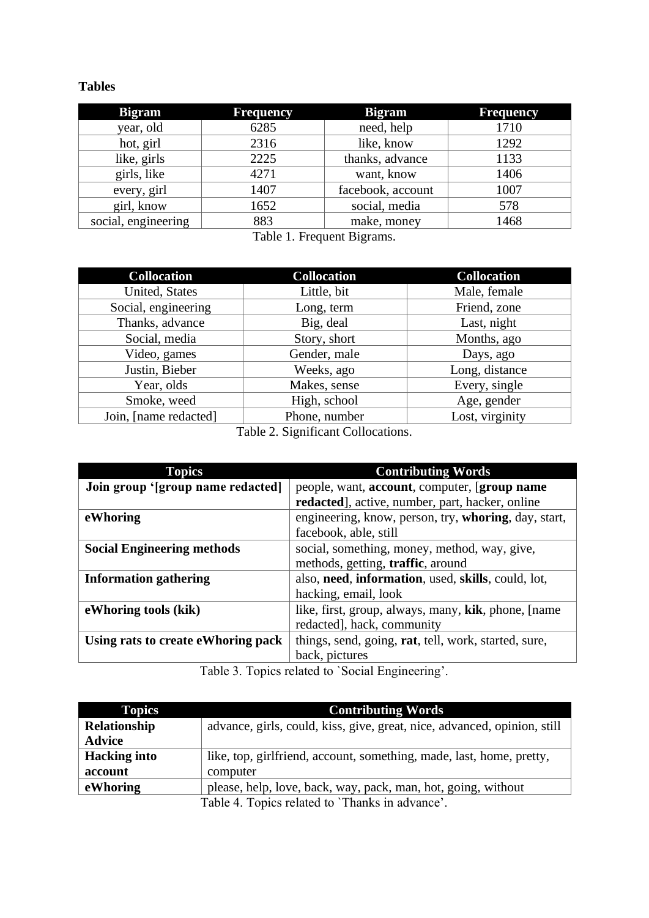**Tables**

| Bigram | Frequency | Bigram | Frequency |
|---|---|---|---|
| year, old | 6285 | need, help | 1710 |
| hot, girl | 2316 | like, know | 1292 |
| like, girls | 2225 | thanks, advance | 1133 |
| girls, like | 4271 | want, know | 1406 |
| every, girl | 1407 | facebook, account | 1007 |
| girl, know | 1652 | social, media | 578 |
| social, engineering | 883 | make, money | 1468 |

Table 1. Frequent Bigrams.

| Collocation | Collocation | Collocation |
|---|---|---|
| United, States | Little, bit | Male, female |
| Social, engineering | Long, term | Friend, zone |
| Thanks, advance | Big, deal | Last, night |
| Social, media | Story, short | Months, ago |
| Video, games | Gender, male | Days, ago |
| Justin, Bieber | Weeks, ago | Long, distance |
| Year, olds | Makes, sense | Every, single |
| Smoke, weed | High, school | Age, gender |
| Join, [name redacted] | Phone, number | Lost, virginity |

Table 2. Significant Collocations.

| Topics | Contributing Words |
|---|---|
| **Join group '[group name redacted]** | people, want, **account**, computer, [**group name redacted**], active, number, part, hacker, online |
| **eWhoring** | engineering, know, person, try, **whoring**, day, start, facebook, able, still |
| **Social Engineering methods** | social, something, money, method, way, give, methods, getting, **traffic**, around |
| **Information gathering** | also, **need**, **information**, used, **skills**, could, lot, hacking, email, look |
| **eWhoring tools (kik)** | like, first, group, always, many, **kik**, phone, [name redacted], hack, community |
| **Using rats to create eWhoring pack** | things, send, going, **rat**, tell, work, started, sure, back, pictures |

Table 3. Topics related to `Social Engineering'.

| Topics | Contributing Words |
|---|---|
| **Relationship Advice** | advance, girls, could, kiss, give, great, nice, advanced, opinion, still |
| **Hacking into account** | like, top, girlfriend, account, something, made, last, home, pretty, computer |
| **eWhoring** | please, help, love, back, way, pack, man, hot, going, without |

Table 4. Topics related to `Thanks in advance'.